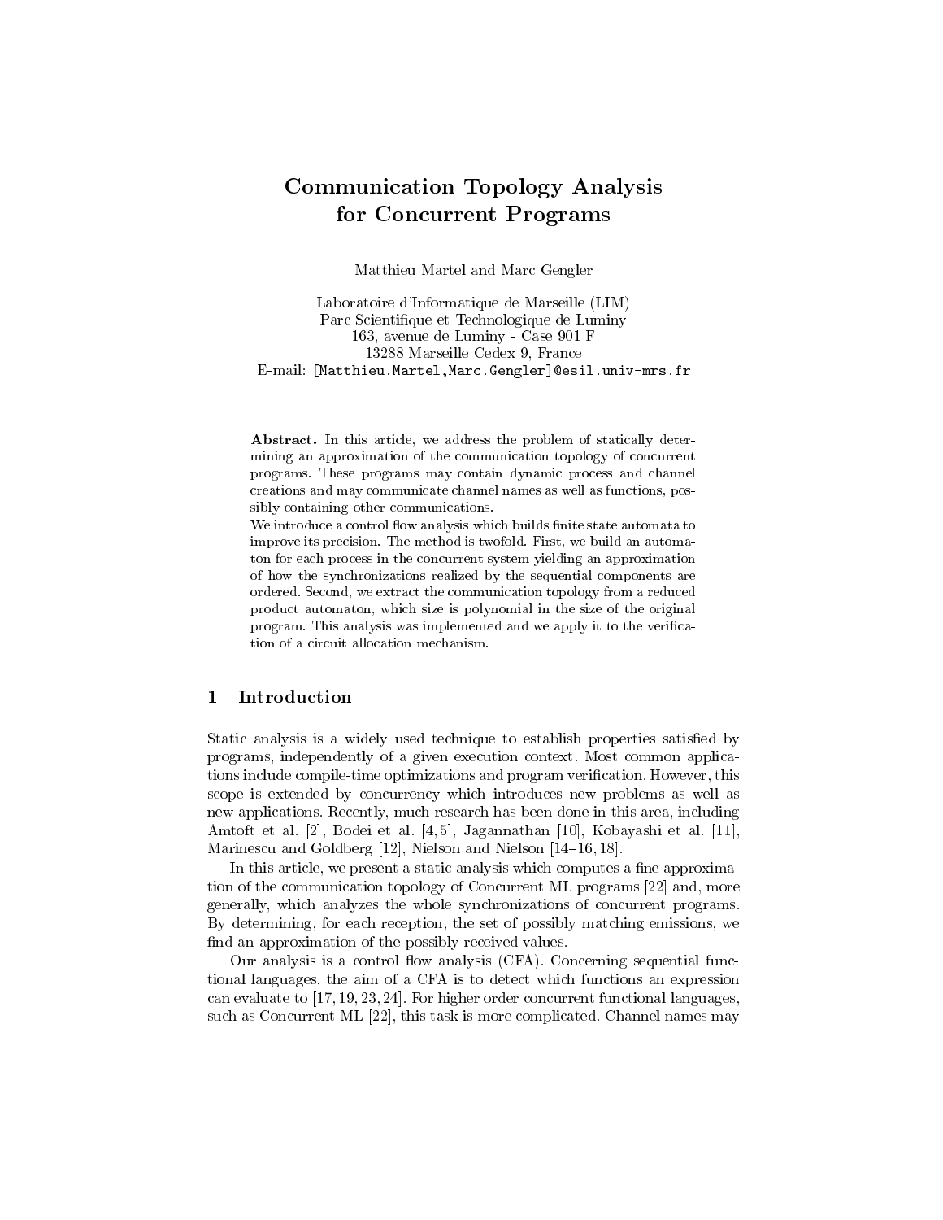# Communication Topology Analysis for Concurrent Programs

Matthieu Martel and Marc Gengler

Laboratoire d'Informatique de Marseille (LIM)
Parc Scientifique et Technologique de Luminy
163, avenue de Luminy - Case 901 F
13288 Marseille Cedex 9, France
E-mail: [Matthieu.Martel,Marc.Gengler]@esil.univ-mrs.fr

**Abstract.** In this article, we address the problem of statically determining an approximation of the communication topology of concurrent programs. These programs may contain dynamic process and channel creations and may communicate channel names as well as functions, possibly containing other communications.

We introduce a control flow analysis which builds finite state automata to improve its precision. The method is twofold. First, we build an automaton for each process in the concurrent system yielding an approximation of how the synchronizations realized by the sequential components are ordered. Second, we extract the communication topology from a reduced product automaton, which size is polynomial in the size of the original program. This analysis was implemented and we apply it to the verification of a circuit allocation mechanism.

## 1 Introduction

Static analysis is a widely used technique to establish properties satisfied by programs, independently of a given execution context. Most common applications include compile-time optimizations and program verification. However, this scope is extended by concurrency which introduces new problems as well as new applications. Recently, much research has been done in this area, including Amtoft et al. [2], Bodei et al. [4,5], Jagannathan [10], Kobayashi et al. [11], Marinescu and Goldberg [12], Nielson and Nielson [14–16,18].

In this article, we present a static analysis which computes a fine approximation of the communication topology of Concurrent ML programs [22] and, more generally, which analyzes the whole synchronizations of concurrent programs. By determining, for each reception, the set of possibly matching emissions, we find an approximation of the possibly received values.

Our analysis is a control flow analysis (CFA). Concerning sequential functional languages, the aim of a CFA is to detect which functions an expression can evaluate to [17,19,23,24]. For higher order concurrent functional languages, such as Concurrent ML [22], this task is more complicated. Channel names may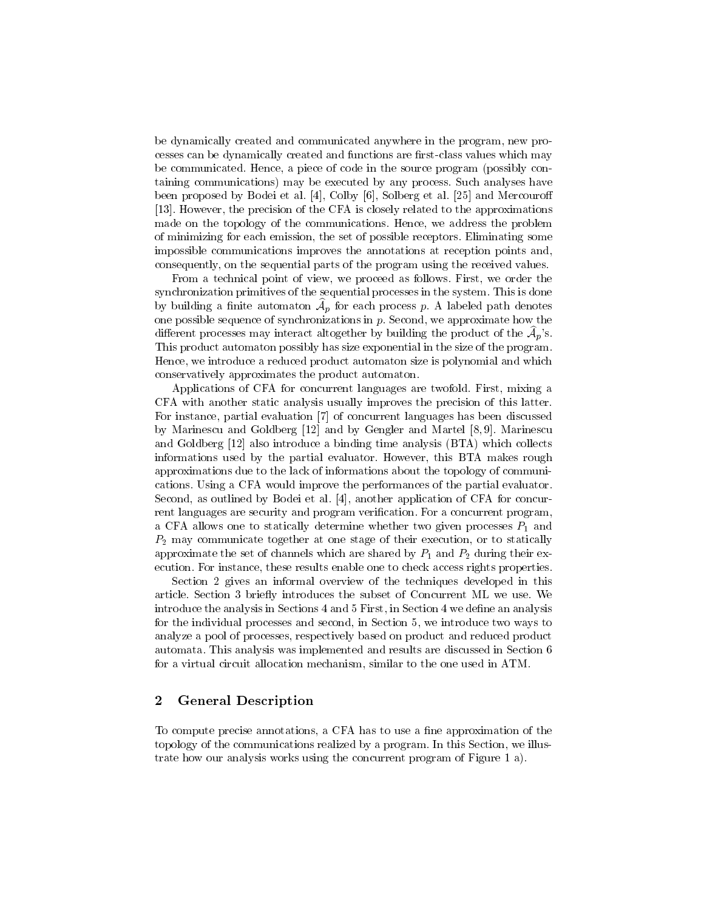be dynamically created and communicated anywhere in the program, new processes can be dynamically created and functions are first-class values which may be communicated. Hence, a piece of code in the source program (possibly containing communications) may be executed by any process. Such analyses have been proposed by Bodei et al. [4], Colby [6], Solberg et al. [25] and Mercouroff [13]. However, the precision of the CFA is closely related to the approximations made on the topology of the communications. Hence, we address the problem of minimizing for each emission, the set of possible receptors. Eliminating some impossible communications improves the annotations at reception points and, consequently, on the sequential parts of the program using the received values.

From a technical point of view, we proceed as follows. First, we order the synchronization primitives of the sequential processes in the system. This is done by building a finite automaton $\widehat{\mathcal{A}}_p$ for each process $p$. A labeled path denotes one possible sequence of synchronizations in $p$. Second, we approximate how the different processes may interact altogether by building the product of the $\widehat{\mathcal{A}}_p$'s. This product automaton possibly has size exponential in the size of the program. Hence, we introduce a reduced product automaton size is polynomial and which conservatively approximates the product automaton.

Applications of CFA for concurrent languages are twofold. First, mixing a CFA with another static analysis usually improves the precision of this latter. For instance, partial evaluation [7] of concurrent languages has been discussed by Marinescu and Goldberg [12] and by Gengler and Martel [8, 9]. Marinescu and Goldberg [12] also introduce a binding time analysis (BTA) which collects informations used by the partial evaluator. However, this BTA makes rough approximations due to the lack of informations about the topology of communications. Using a CFA would improve the performances of the partial evaluator. Second, as outlined by Bodei et al. [4], another application of CFA for concurrent languages are security and program verification. For a concurrent program, a CFA allows one to statically determine whether two given processes $P_1$ and $P_2$ may communicate together at one stage of their execution, or to statically approximate the set of channels which are shared by $P_1$ and $P_2$ during their execution. For instance, these results enable one to check access rights properties.

Section 2 gives an informal overview of the techniques developed in this article. Section 3 briefly introduces the subset of Concurrent ML we use. We introduce the analysis in Sections 4 and 5 First, in Section 4 we define an analysis for the individual processes and second, in Section 5, we introduce two ways to analyze a pool of processes, respectively based on product and reduced product automata. This analysis was implemented and results are discussed in Section 6 for a virtual circuit allocation mechanism, similar to the one used in ATM.

## 2 General Description

To compute precise annotations, a CFA has to use a fine approximation of the topology of the communications realized by a program. In this Section, we illustrate how our analysis works using the concurrent program of Figure 1 a).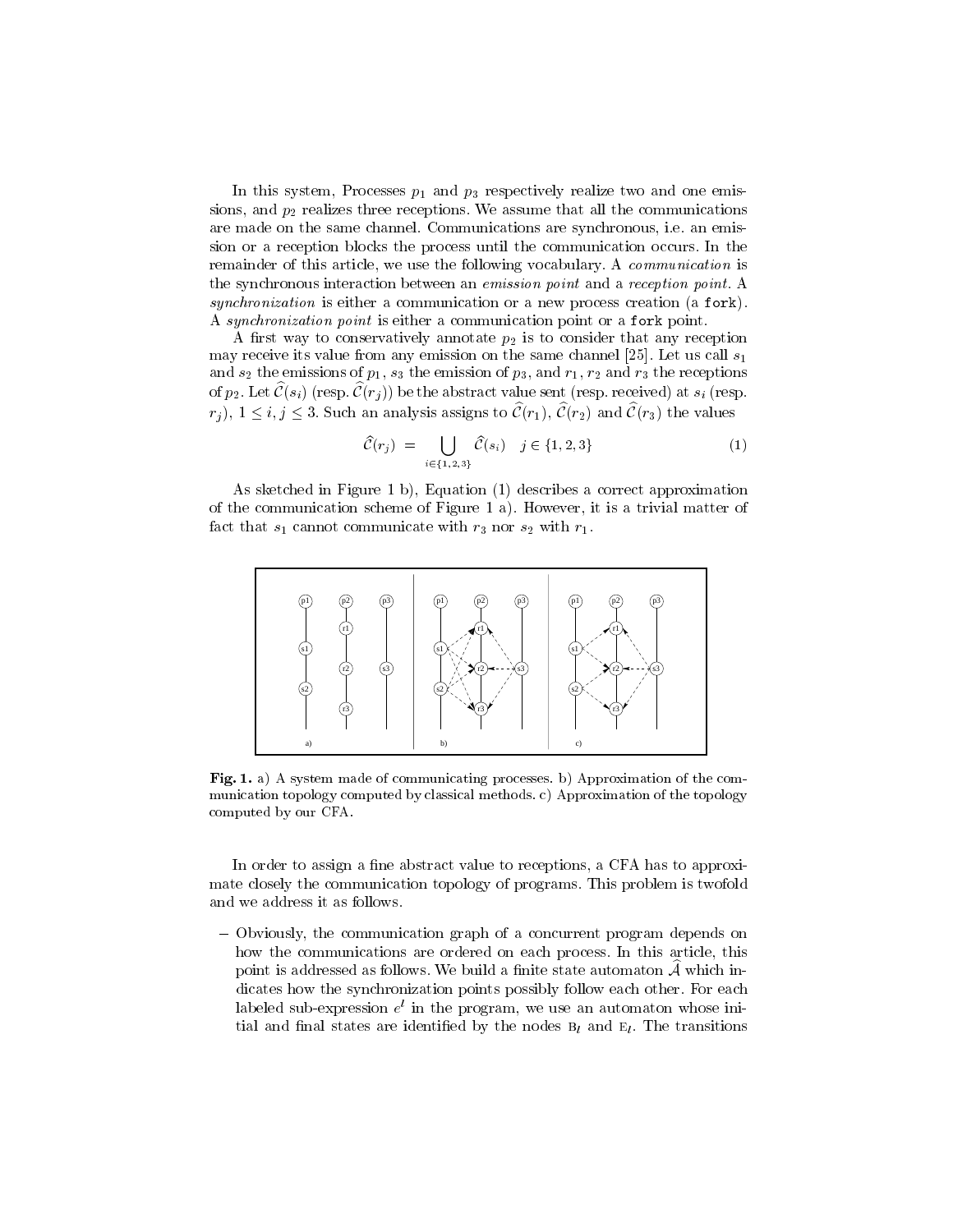In this system, Processes $p_1$ and $p_3$ respectively realize two and one emissions, and $p_2$ realizes three receptions. We assume that all the communications are made on the same channel. Communications are synchronous, i.e. an emission or a reception blocks the process until the communication occurs. In the remainder of this article, we use the following vocabulary. A *communication* is the synchronous interaction between an *emission point* and a *reception point*. A *synchronization* is either a communication or a new process creation (a `fork`). A *synchronization point* is either a communication point or a `fork` point.

A first way to conservatively annotate $p_2$ is to consider that any reception may receive its value from any emission on the same channel [25]. Let us call $s_1$ and $s_2$ the emissions of $p_1$, $s_3$ the emission of $p_3$, and $r_1$, $r_2$ and $r_3$ the receptions of $p_2$. Let $\widehat{\mathcal{C}}(s_i)$ (resp. $\widehat{\mathcal{C}}(r_j)$) be the abstract value sent (resp. received) at $s_i$ (resp. $r_j$), $1 \leq i, j \leq 3$. Such an analysis assigns to $\widehat{\mathcal{C}}(r_1)$, $\widehat{\mathcal{C}}(r_2)$ and $\widehat{\mathcal{C}}(r_3)$ the values

$$\widehat{\mathcal{C}}(r_j) \;=\; \bigcup_{i \in \{1,2,3\}} \widehat{\mathcal{C}}(s_i) \quad j \in \{1,2,3\} \tag{1}$$

As sketched in Figure 1 b), Equation (1) describes a correct approximation of the communication scheme of Figure 1 a). However, it is a trivial matter of fact that $s_1$ cannot communicate with $r_3$ nor $s_2$ with $r_1$.

**Fig. 1.** a) A system made of communicating processes. b) Approximation of the communication topology computed by classical methods. c) Approximation of the topology computed by our CFA.

In order to assign a fine abstract value to receptions, a CFA has to approximate closely the communication topology of programs. This problem is twofold and we address it as follows.

– Obviously, the communication graph of a concurrent program depends on how the communications are ordered on each process. In this article, this point is addressed as follows. We build a finite state automaton $\widehat{\mathcal{A}}$ which indicates how the synchronization points possibly follow each other. For each labeled sub-expression $e^l$ in the program, we use an automaton whose initial and final states are identified by the nodes $\mathrm{B}_l$ and $\mathrm{E}_l$. The transitions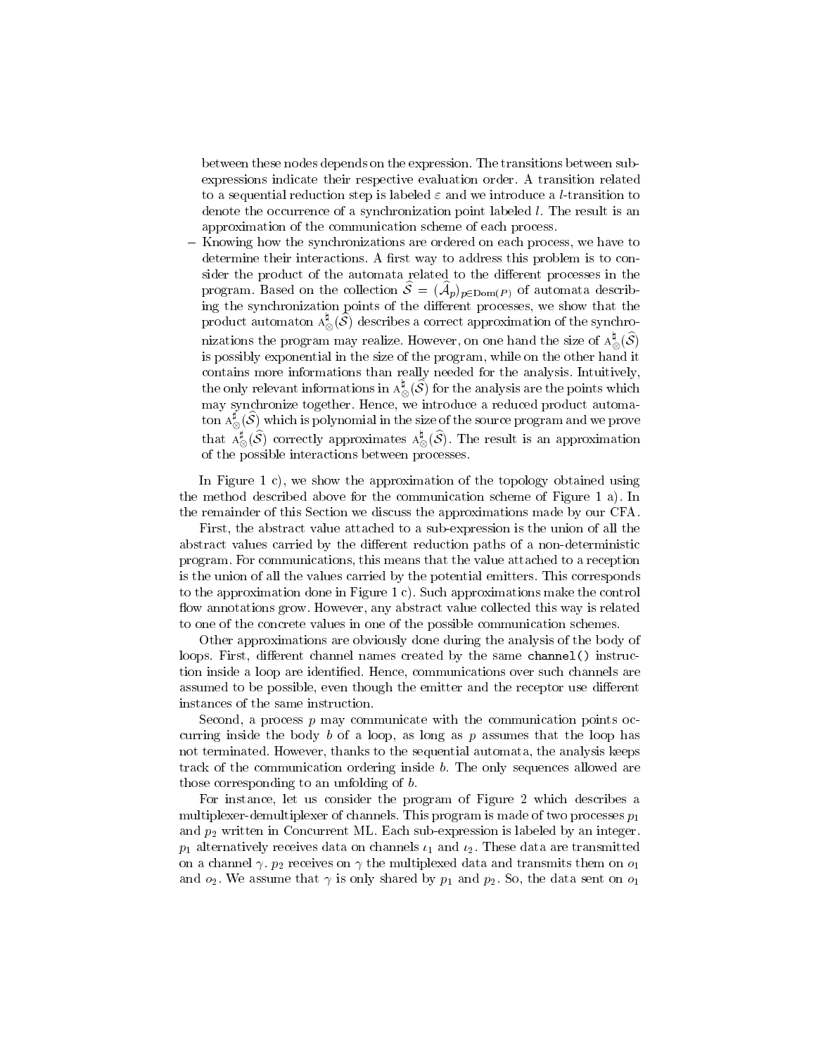between these nodes depends on the expression. The transitions between sub-expressions indicate their respective evaluation order. A transition related to a sequential reduction step is labeled $\varepsilon$ and we introduce a $l$-transition to denote the occurrence of a synchronization point labeled $l$. The result is an approximation of the communication scheme of each process.

- Knowing how the synchronizations are ordered on each process, we have to determine their interactions. A first way to address this problem is to consider the product of the automata related to the different processes in the program. Based on the collection $\widehat{\mathcal{S}} = (\widehat{\mathcal{A}}_p)_{p \in \mathrm{Dom}(P)}$ of automata describing the synchronization points of the different processes, we show that the product automaton $\mathrm{A}^{\sharp}_{\otimes}(\widehat{\mathcal{S}})$ describes a correct approximation of the synchronizations the program may realize. However, on one hand the size of $\mathrm{A}^{\sharp}_{\otimes}(\widehat{\mathcal{S}})$ is possibly exponential in the size of the program, while on the other hand it contains more informations than really needed for the analysis. Intuitively, the only relevant informations in $\mathrm{A}^{\sharp}_{\otimes}(\widehat{\mathcal{S}})$ for the analysis are the points which may synchronize together. Hence, we introduce a reduced product automaton $\mathrm{A}^{\sharp}_{\otimes}(\widehat{\mathcal{S}})$ which is polynomial in the size of the source program and we prove that $\mathrm{A}^{\sharp}_{\otimes}(\widehat{\mathcal{S}})$ correctly approximates $\mathrm{A}^{\sharp}_{\otimes}(\widehat{\mathcal{S}})$. The result is an approximation of the possible interactions between processes.

In Figure 1 c), we show the approximation of the topology obtained using the method described above for the communication scheme of Figure 1 a). In the remainder of this Section we discuss the approximations made by our CFA.

First, the abstract value attached to a sub-expression is the union of all the abstract values carried by the different reduction paths of a non-deterministic program. For communications, this means that the value attached to a reception is the union of all the values carried by the potential emitters. This corresponds to the approximation done in Figure 1 c). Such approximations make the control flow annotations grow. However, any abstract value collected this way is related to one of the concrete values in one of the possible communication schemes.

Other approximations are obviously done during the analysis of the body of loops. First, different channel names created by the same `channel()` instruction inside a loop are identified. Hence, communications over such channels are assumed to be possible, even though the emitter and the receptor use different instances of the same instruction.

Second, a process $p$ may communicate with the communication points occurring inside the body $b$ of a loop, as long as $p$ assumes that the loop has not terminated. However, thanks to the sequential automata, the analysis keeps track of the communication ordering inside $b$. The only sequences allowed are those corresponding to an unfolding of $b$.

For instance, let us consider the program of Figure 2 which describes a multiplexer-demultiplexer of channels. This program is made of two processes $p_1$ and $p_2$ written in Concurrent ML. Each sub-expression is labeled by an integer. $p_1$ alternatively receives data on channels $\iota_1$ and $\iota_2$. These data are transmitted on a channel $\gamma$. $p_2$ receives on $\gamma$ the multiplexed data and transmits them on $o_1$ and $o_2$. We assume that $\gamma$ is only shared by $p_1$ and $p_2$. So, the data sent on $o_1$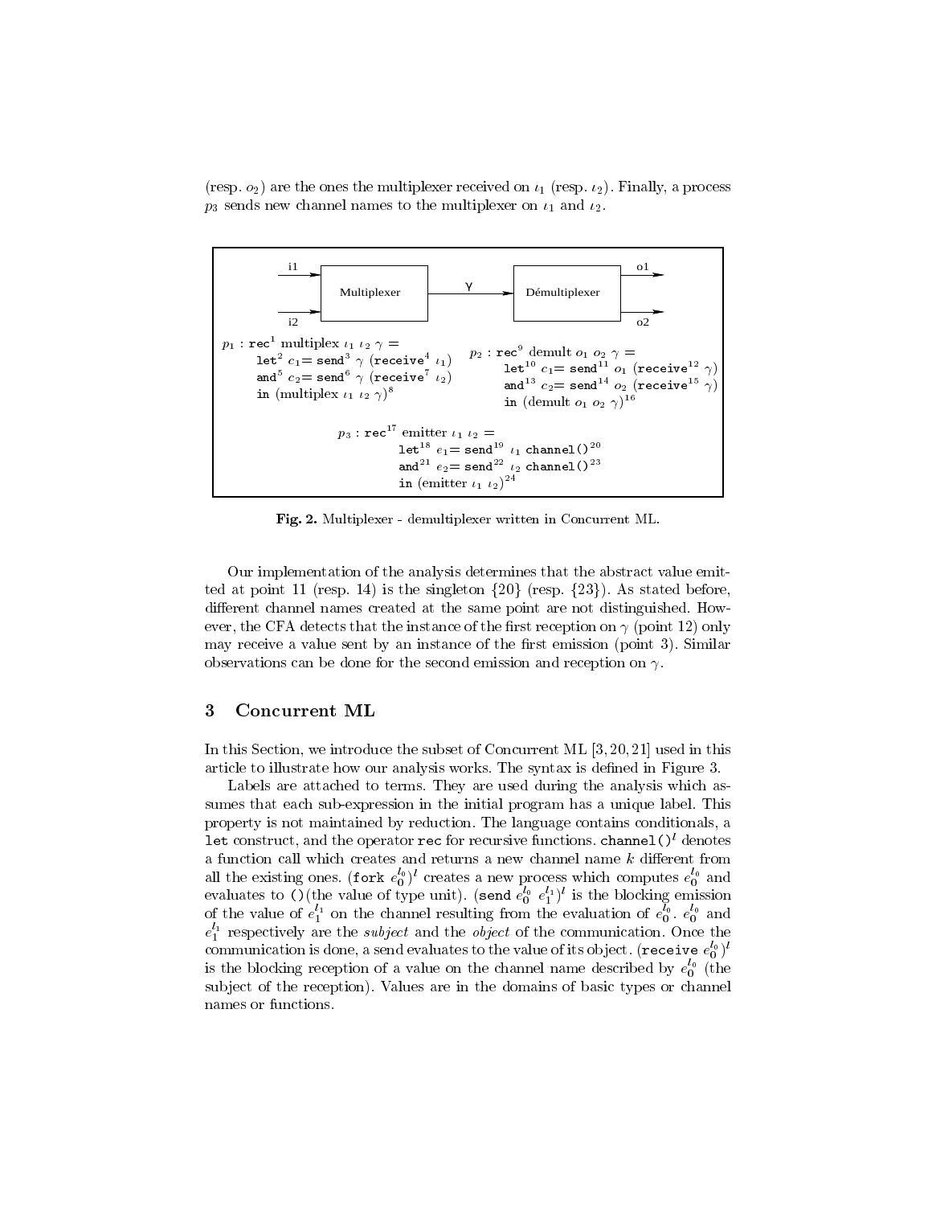(resp. $o_2$) are the ones the multiplexer received on $\iota_1$ (resp. $\iota_2$). Finally, a process $p_3$ sends new channel names to the multiplexer on $\iota_1$ and $\iota_2$.

```
i1 ──►┌─────────────┐     γ      ┌───────────────┐──► o1
      │ Multiplexer │ ─────────► │ Démultiplexer │
i2 ──►└─────────────┘            └───────────────┘──► o2
```

$p_1$ : $\texttt{rec}^1$ multiplex $\iota_1$ $\iota_2$ $\gamma$ =
  $\texttt{let}^2$ $c_1$= $\texttt{send}^3$ $\gamma$ ($\texttt{receive}^4$ $\iota_1$)
  $\texttt{and}^5$ $c_2$= $\texttt{send}^6$ $\gamma$ ($\texttt{receive}^7$ $\iota_2$)
  $\texttt{in}$ (multiplex $\iota_1$ $\iota_2$ $\gamma$)$^8$

$p_2$ : $\texttt{rec}^9$ demult $o_1$ $o_2$ $\gamma$ =
  $\texttt{let}^{10}$ $c_1$= $\texttt{send}^{11}$ $o_1$ ($\texttt{receive}^{12}$ $\gamma$)
  $\texttt{and}^{13}$ $c_2$= $\texttt{send}^{14}$ $o_2$ ($\texttt{receive}^{15}$ $\gamma$)
  $\texttt{in}$ (demult $o_1$ $o_2$ $\gamma$)$^{16}$

$p_3$ : $\texttt{rec}^{17}$ emitter $\iota_1$ $\iota_2$ =
  $\texttt{let}^{18}$ $e_1$= $\texttt{send}^{19}$ $\iota_1$ $\texttt{channel()}^{20}$
  $\texttt{and}^{21}$ $e_2$= $\texttt{send}^{22}$ $\iota_2$ $\texttt{channel()}^{23}$
  $\texttt{in}$ (emitter $\iota_1$ $\iota_2$)$^{24}$

**Fig. 2.** Multiplexer - demultiplexer written in Concurrent ML.

Our implementation of the analysis determines that the abstract value emitted at point 11 (resp. 14) is the singleton $\{20\}$ (resp. $\{23\}$). As stated before, different channel names created at the same point are not distinguished. However, the CFA detects that the instance of the first reception on $\gamma$ (point 12) only may receive a value sent by an instance of the first emission (point 3). Similar observations can be done for the second emission and reception on $\gamma$.

## 3 Concurrent ML

In this Section, we introduce the subset of Concurrent ML [3, 20, 21] used in this article to illustrate how our analysis works. The syntax is defined in Figure 3.

Labels are attached to terms. They are used during the analysis which assumes that each sub-expression in the initial program has a unique label. This property is not maintained by reduction. The language contains conditionals, a `let` construct, and the operator `rec` for recursive functions. $\texttt{channel()}^l$ denotes a function call which creates and returns a new channel name $k$ different from all the existing ones. $(\texttt{fork}\ e_0^{l_0})^l$ creates a new process which computes $e_0^{l_0}$ and evaluates to `()`(the value of type unit). $(\texttt{send}\ e_0^{l_0}\ e_1^{l_1})^l$ is the blocking emission of the value of $e_1^{l_1}$ on the channel resulting from the evaluation of $e_0^{l_0}$. $e_0^{l_0}$ and $e_1^{l_1}$ respectively are the *subject* and the *object* of the communication. Once the communication is done, a send evaluates to the value of its object. $(\texttt{receive}\ e_0^{l_0})^l$ is the blocking reception of a value on the channel name described by $e_0^{l_0}$ (the subject of the reception). Values are in the domains of basic types or channel names or functions.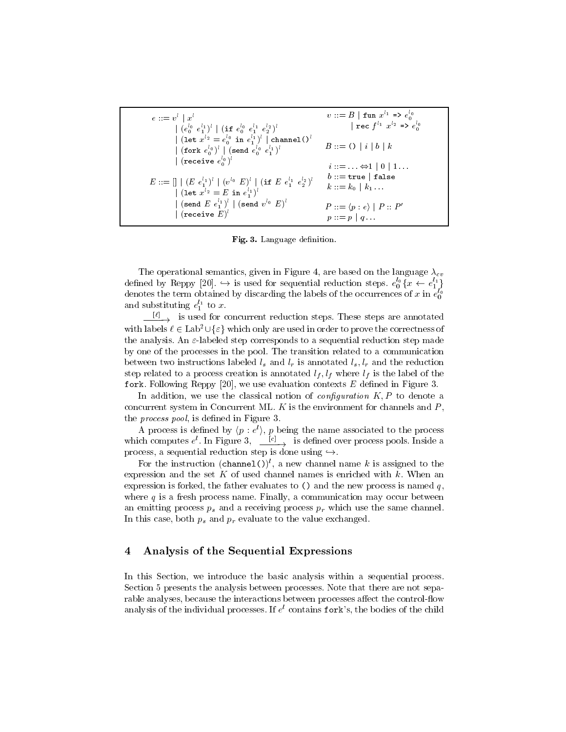$$
\begin{array}{ll}
e ::= v^l \mid x^l & v ::= B \mid \texttt{fun}\ x^{l_1}\ \texttt{=>}\ e_0^{l_0} \\
\quad \mid (e_0^{l_0}\ e_1^{l_1})^l \mid (\texttt{if}\ e_0^{l_0}\ e_1^{l_1}\ e_2^{l_2})^l & \quad \mid \texttt{rec}\ f^{l_1}\ x^{l_2}\ \texttt{=>}\ e_0^{l_0} \\
\quad \mid (\texttt{let}\ x^{l_2} = e_0^{l_0}\ \texttt{in}\ e_1^{l_1})^l \mid \texttt{channel()}^l & \\
\quad \mid (\texttt{fork}\ e_0^{l_0})^l \mid (\texttt{send}\ e_0^{l_0}\ e_1^{l_1})^l & B ::= \texttt{()} \mid i \mid b \mid k \\
\quad \mid (\texttt{receive}\ e_0^{l_0})^l & \\
 & i ::= \ldots -1 \mid 0 \mid 1 \ldots \\
E ::= [] \mid (E\ e_1^{l_1})^l \mid (v^{l_0}\ E)^l \mid (\texttt{if}\ E\ e_1^{l_1}\ e_2^{l_2})^l & b ::= \texttt{true} \mid \texttt{false} \\
\quad \mid (\texttt{let}\ x^{l_2} = E\ \texttt{in}\ e_1^{l_1})^l & k ::= k_0 \mid k_1 \ldots \\
\quad \mid (\texttt{send}\ E\ e_1^{l_1})^l \mid (\texttt{send}\ v^{l_0}\ E)^l & P ::= \langle p : e \rangle \mid P :: P' \\
\quad \mid (\texttt{receive}\ E)^l & p ::= p \mid q \ldots
\end{array}
$$

**Fig. 3.** Language definition.

The operational semantics, given in Figure 4, are based on the language $\lambda_{cv}$ defined by Reppy [20]. $\hookrightarrow$ is used for sequential reduction steps. $e_0^{l_0}\{x \leftarrow e_1^{l_1}\}$ denotes the term obtained by discarding the labels of the occurrences of $x$ in $e_0^{l_0}$ and substituting $e_1^{l_1}$ to $x$.

$\xrightarrow{[\ell]}$ is used for concurrent reduction steps. These steps are annotated with labels $\ell \in \text{Lab}^2 \cup \{\varepsilon\}$ which only are used in order to prove the correctness of the analysis. An $\varepsilon$-labeled step corresponds to a sequential reduction step made by one of the processes in the pool. The transition related to a communication between two instructions labeled $l_s$ and $l_r$ is annotated $l_s, l_r$ and the reduction step related to a process creation is annotated $l_f, l_f$ where $l_f$ is the label of the `fork`. Following Reppy [20], we use evaluation contexts $E$ defined in Figure 3.

In addition, we use the classical notion of *configuration* $K, P$ to denote a concurrent system in Concurrent ML. $K$ is the environment for channels and $P$, the *process pool*, is defined in Figure 3.

A process is defined by $\langle p : e^l \rangle$, $p$ being the name associated to the process which computes $e^l$. In Figure 3, $\xrightarrow{[c]}$ is defined over process pools. Inside a process, a sequential reduction step is done using $\hookrightarrow$.

For the instruction $(\texttt{channel()})^l$, a new channel name $k$ is assigned to the expression and the set $K$ of used channel names is enriched with $k$. When an expression is forked, the father evaluates to `()` and the new process is named $q$, where $q$ is a fresh process name. Finally, a communication may occur between an emitting process $p_s$ and a receiving process $p_r$ which use the same channel. In this case, both $p_s$ and $p_r$ evaluate to the value exchanged.

## 4 Analysis of the Sequential Expressions

In this Section, we introduce the basic analysis within a sequential process. Section 5 presents the analysis between processes. Note that there are not separable analyses, because the interactions between processes affect the control-flow analysis of the individual processes. If $e^l$ contains `fork`'s, the bodies of the child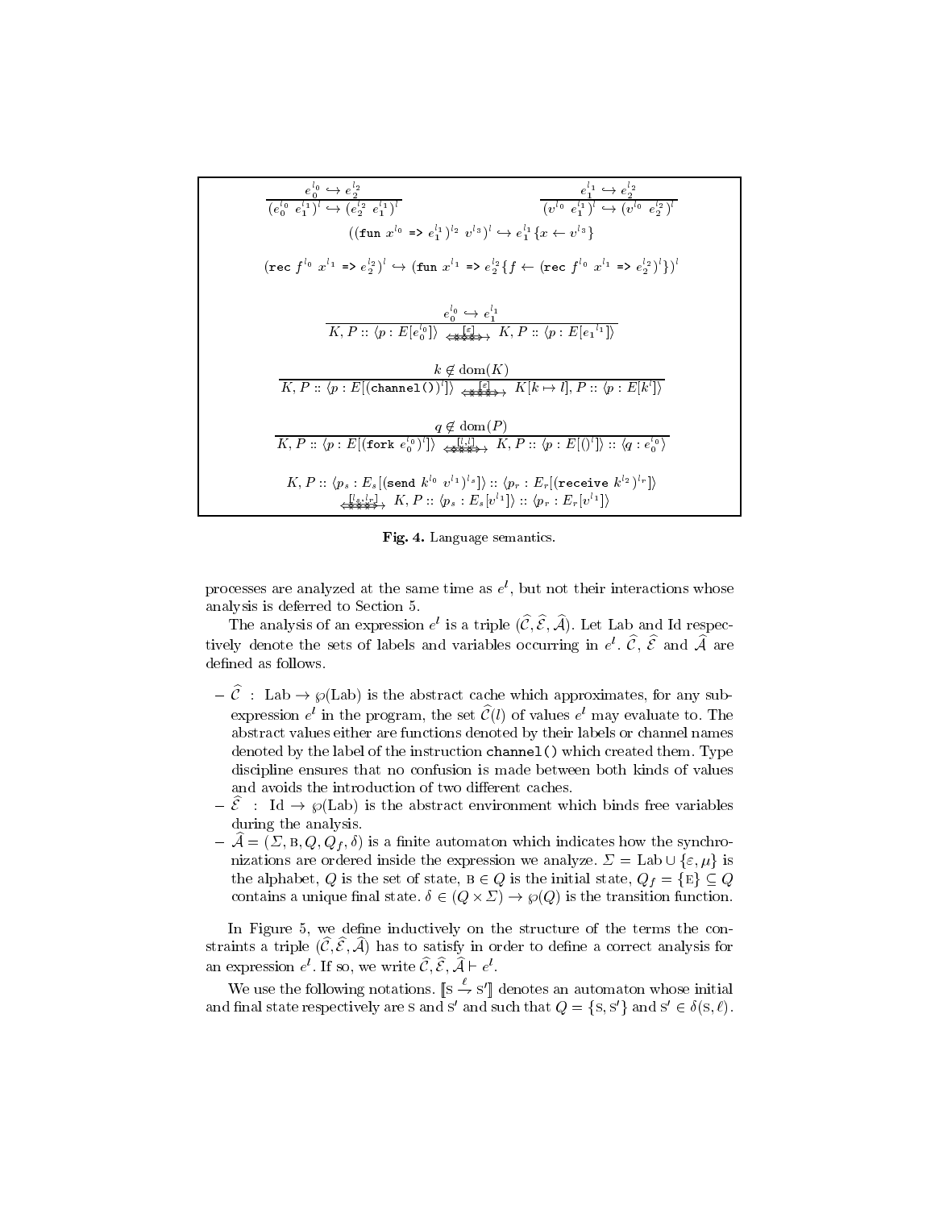$$\frac{e_0^{l_0} \hookrightarrow e_2^{l_2}}{(e_0^{l_0}\ e_1^{l_1})^l \hookrightarrow (e_2^{l_2}\ e_1^{l_1})^l} \qquad \frac{e_1^{l_1} \hookrightarrow e_2^{l_2}}{(v^{l_0}\ e_1^{l_1})^l \hookrightarrow (v^{l_0}\ e_2^{l_2})^l}$$

$$((\texttt{fun}\ x^{l_0}\ \texttt{=>}\ e_1^{l_1})^{l_2}\ v^{l_3})^l \hookrightarrow e_1^{l_1}\{x \leftarrow v^{l_3}\}$$

$$(\texttt{rec}\ f^{l_0}\ x^{l_1}\ \texttt{=>}\ e_2^{l_2})^l \hookrightarrow (\texttt{fun}\ x^{l_1}\ \texttt{=>}\ e_2^{l_2}\{f \leftarrow (\texttt{rec}\ f^{l_0}\ x^{l_1}\ \texttt{=>}\ e_2^{l_2})^l\})^l$$

$$\frac{e_0^{l_0} \hookrightarrow e_1^{l_1}}{K, P :: \langle p : E[e_0^{l_0}]\rangle \xrightarrow{[\varepsilon]} K, P :: \langle p : E[e_1{}^{l_1}]\rangle}$$

$$\frac{k \notin \text{dom}(K)}{K, P :: \langle p : E[(\texttt{channel()})^l]\rangle \xrightarrow{[\varepsilon]} K[k \mapsto l], P :: \langle p : E[k^l]\rangle}$$

$$\frac{q \notin \text{dom}(P)}{K, P :: \langle p : E[(\texttt{fork}\ e_0^{l_0})^l]\rangle \xrightarrow{[l,l]} K, P :: \langle p : E[()^l]\rangle :: \langle q : e_0^{l_0}\rangle}$$

$$K, P :: \langle p_s : E_s[(\texttt{send}\ k^{l_0}\ v^{l_1})^{l_s}]\rangle :: \langle p_r : E_r[(\texttt{receive}\ k^{l_2})^{l_r}]\rangle$$
$$\xrightarrow{[l_s,l_r]} K, P :: \langle p_s : E_s[v^{l_1}]\rangle :: \langle p_r : E_r[v^{l_1}]\rangle$$

**Fig. 4.** Language semantics.

processes are analyzed at the same time as $e^l$, but not their interactions whose analysis is deferred to Section 5.

The analysis of an expression $e^l$ is a triple $(\widehat{\mathcal{C}}, \widehat{\mathcal{E}}, \widehat{\mathcal{A}})$. Let Lab and Id respectively denote the sets of labels and variables occurring in $e^l$. $\widehat{\mathcal{C}}$, $\widehat{\mathcal{E}}$ and $\widehat{\mathcal{A}}$ are defined as follows.

- $\widehat{\mathcal{C}}$ : Lab $\to \wp(\text{Lab})$ is the abstract cache which approximates, for any subexpression $e^l$ in the program, the set $\widehat{\mathcal{C}}(l)$ of values $e^l$ may evaluate to. The abstract values either are functions denoted by their labels or channel names denoted by the label of the instruction `channel()` which created them. Type discipline ensures that no confusion is made between both kinds of values and avoids the introduction of two different caches.
- $\widehat{\mathcal{E}}$ : Id $\to \wp(\text{Lab})$ is the abstract environment which binds free variables during the analysis.
- $\widehat{\mathcal{A}} = (\Sigma, \text{B}, Q, Q_f, \delta)$ is a finite automaton which indicates how the synchronizations are ordered inside the expression we analyze. $\Sigma = \text{Lab} \cup \{\varepsilon, \mu\}$ is the alphabet, $Q$ is the set of state, $\text{B} \in Q$ is the initial state, $Q_f = \{\text{E}\} \subseteq Q$ contains a unique final state. $\delta \in (Q \times \Sigma) \to \wp(Q)$ is the transition function.

In Figure 5, we define inductively on the structure of the terms the constraints a triple $(\widehat{\mathcal{C}}, \widehat{\mathcal{E}}, \widehat{\mathcal{A}})$ has to satisfy in order to define a correct analysis for an expression $e^l$. If so, we write $\widehat{\mathcal{C}}, \widehat{\mathcal{E}}, \widehat{\mathcal{A}} \vdash e^l$.

We use the following notations. $[\![\text{S} \xrightarrow{\ell} \text{S}']\!]$ denotes an automaton whose initial and final state respectively are S and S$'$ and such that $Q = \{\text{S}, \text{S}'\}$ and $\text{S}' \in \delta(\text{S}, \ell)$.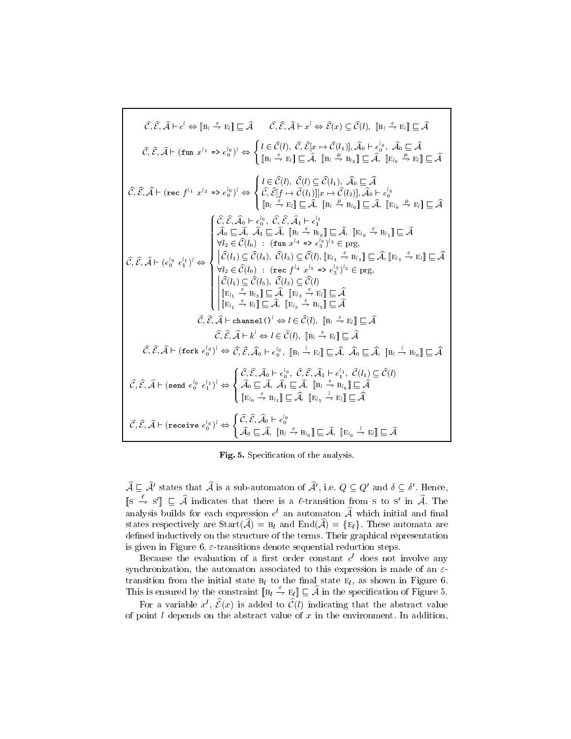$$\widehat{\mathcal{C}}, \widehat{\mathcal{E}}, \widehat{\mathcal{A}} \vdash c^l \Leftrightarrow [\![\mathrm{B}_l \xrightarrow{\varepsilon} \mathrm{E}_l]\!] \sqsubseteq \widehat{\mathcal{A}} \qquad \widehat{\mathcal{C}}, \widehat{\mathcal{E}}, \widehat{\mathcal{A}} \vdash x^l \Leftrightarrow \widehat{\mathcal{E}}(x) \subseteq \widehat{\mathcal{C}}(l),\ [\![\mathrm{B}_l \xrightarrow{\varepsilon} \mathrm{E}_l]\!] \sqsubseteq \widehat{\mathcal{A}}$$

$$\widehat{\mathcal{C}}, \widehat{\mathcal{E}}, \widehat{\mathcal{A}} \vdash (\texttt{fun}\ x^{l_1}\ \texttt{=>}\ e_0^{l_0})^l \Leftrightarrow \begin{cases} l \in \widehat{\mathcal{C}}(l),\ \widehat{\mathcal{C}}, \widehat{\mathcal{E}}[x \mapsto \widehat{\mathcal{C}}(l_1)], \widehat{\mathcal{A}}_0 \vdash e_0^{l_0},\ \widehat{\mathcal{A}}_0 \sqsubseteq \widehat{\mathcal{A}} \\ [\![\mathrm{B}_l \xrightarrow{\varepsilon} \mathrm{E}_l]\!] \sqsubseteq \widehat{\mathcal{A}},\ [\![\mathrm{B}_l \xrightarrow{\mu} \mathrm{B}_{l_0}]\!] \sqsubseteq \widehat{\mathcal{A}},\ [\![\mathrm{E}_{l_0} \xrightarrow{\mu} \mathrm{E}_l]\!] \sqsubseteq \widehat{\mathcal{A}} \end{cases}$$

$$\widehat{\mathcal{C}}, \widehat{\mathcal{E}}, \widehat{\mathcal{A}} \vdash (\texttt{rec}\ f^{l_1}\ x^{l_2}\ \texttt{=>}\ e_0^{l_0})^l \Leftrightarrow \begin{cases} l \in \widehat{\mathcal{C}}(l),\ \widehat{\mathcal{C}}(l) \subseteq \widehat{\mathcal{C}}(l_1),\ \widehat{\mathcal{A}}_0 \sqsubseteq \widehat{\mathcal{A}} \\ \widehat{\mathcal{C}}, \widehat{\mathcal{E}}[f \mapsto \widehat{\mathcal{C}}(l_1)][x \mapsto \widehat{\mathcal{C}}(l_2)], \widehat{\mathcal{A}}_0 \vdash e_0^{l_0} \\ [\![\mathrm{B}_l \xrightarrow{\varepsilon} \mathrm{E}_l]\!] \sqsubseteq \widehat{\mathcal{A}},\ [\![\mathrm{B}_l \xrightarrow{\mu} \mathrm{B}_{l_0}]\!] \sqsubseteq \widehat{\mathcal{A}},\ [\![\mathrm{E}_{l_0} \xrightarrow{\mu} \mathrm{E}_l]\!] \sqsubseteq \widehat{\mathcal{A}} \end{cases}$$

$$\widehat{\mathcal{C}}, \widehat{\mathcal{E}}, \widehat{\mathcal{A}} \vdash (e_0^{l_0}\ e_1^{l_1})^l \Leftrightarrow \begin{cases} \widehat{\mathcal{C}}, \widehat{\mathcal{E}}, \widehat{\mathcal{A}}_0 \vdash e_0^{l_0},\ \widehat{\mathcal{C}}, \widehat{\mathcal{E}}, \widehat{\mathcal{A}}_1 \vdash e_1^{l_1} \\ \widehat{\mathcal{A}}_0 \sqsubseteq \widehat{\mathcal{A}},\ \widehat{\mathcal{A}}_1 \sqsubseteq \widehat{\mathcal{A}},\ [\![\mathrm{B}_l \xrightarrow{\varepsilon} \mathrm{B}_{l_0}]\!] \sqsubseteq \widehat{\mathcal{A}},\ [\![\mathrm{E}_{l_0} \xrightarrow{\varepsilon} \mathrm{B}_{l_1}]\!] \sqsubseteq \widehat{\mathcal{A}} \\ \forall l_2 \in \widehat{\mathcal{C}}(l_0)\ :\ (\texttt{fun}\ x^{l_4}\ \texttt{=>}\ e_3^{l_3})^{l_2} \in \mathrm{prg}, \\ \quad \Big|\ \widehat{\mathcal{C}}(l_1) \subseteq \widehat{\mathcal{C}}(l_4),\ \widehat{\mathcal{C}}(l_3) \subseteq \widehat{\mathcal{C}}(l),\ [\![\mathrm{E}_{l_1} \xrightarrow{\varepsilon} \mathrm{B}_{l_3}]\!] \sqsubseteq \widehat{\mathcal{A}},\ [\![\mathrm{E}_{l_3} \xrightarrow{\varepsilon} \mathrm{E}_l]\!] \sqsubseteq \widehat{\mathcal{A}} \\ \forall l_2 \in \widehat{\mathcal{C}}(l_0)\ :\ (\texttt{rec}\ f^{l_4}\ x^{l_5}\ \texttt{=>}\ e_3^{l_3})^{l_2} \in \mathrm{prg}, \\ \quad \Big|\ \widehat{\mathcal{C}}(l_1) \subseteq \widehat{\mathcal{C}}(l_5),\ \widehat{\mathcal{C}}(l_3) \subseteq \widehat{\mathcal{C}}(l) \\ \quad \Big|\ [\![\mathrm{E}_{l_1} \xrightarrow{\varepsilon} \mathrm{B}_{l_3}]\!] \sqsubseteq \widehat{\mathcal{A}},\ [\![\mathrm{E}_{l_3} \xrightarrow{\varepsilon} \mathrm{E}_l]\!] \sqsubseteq \widehat{\mathcal{A}} \\ \quad \Big|\ [\![\mathrm{E}_{l_1} \xrightarrow{\varepsilon} \mathrm{E}_l]\!] \sqsubseteq \widehat{\mathcal{A}},\ [\![\mathrm{E}_{l_3} \xrightarrow{\varepsilon} \mathrm{B}_{l_3}]\!] \sqsubseteq \widehat{\mathcal{A}} \end{cases}$$

$$\widehat{\mathcal{C}}, \widehat{\mathcal{E}}, \widehat{\mathcal{A}} \vdash \texttt{channel()}^l \Leftrightarrow l \in \widehat{\mathcal{C}}(l),\ [\![\mathrm{B}_l \xrightarrow{\varepsilon} \mathrm{E}_l]\!] \sqsubseteq \widehat{\mathcal{A}}$$

$$\widehat{\mathcal{C}}, \widehat{\mathcal{E}}, \widehat{\mathcal{A}} \vdash k^l \Leftrightarrow l \in \widehat{\mathcal{C}}(l),\ [\![\mathrm{B}_l \xrightarrow{\varepsilon} \mathrm{E}_l]\!] \sqsubseteq \widehat{\mathcal{A}}$$

$$\widehat{\mathcal{C}}, \widehat{\mathcal{E}}, \widehat{\mathcal{A}} \vdash (\texttt{fork}\ e_0^{l_0})^l \Leftrightarrow \widehat{\mathcal{C}}, \widehat{\mathcal{E}}, \widehat{\mathcal{A}}_0 \vdash e_0^{l_0},\ [\![\mathrm{B}_l \xrightarrow{l} \mathrm{E}_l]\!] \sqsubseteq \widehat{\mathcal{A}},\ \widehat{\mathcal{A}}_0 \sqsubseteq \widehat{\mathcal{A}},\ [\![\mathrm{B}_l \xrightarrow{l} \mathrm{B}_{l_0}]\!] \sqsubseteq \widehat{\mathcal{A}}$$

$$\widehat{\mathcal{C}}, \widehat{\mathcal{E}}, \widehat{\mathcal{A}} \vdash (\texttt{send}\ e_0^{l_0}\ e_1^{l_1})^l \Leftrightarrow \begin{cases} \widehat{\mathcal{C}}, \widehat{\mathcal{E}}, \widehat{\mathcal{A}}_0 \vdash e_0^{l_0},\ \widehat{\mathcal{C}}, \widehat{\mathcal{E}}, \widehat{\mathcal{A}}_1 \vdash e_1^{l_1},\ \widehat{\mathcal{C}}(l_1) \subseteq \widehat{\mathcal{C}}(l) \\ \widehat{\mathcal{A}}_0 \sqsubseteq \widehat{\mathcal{A}},\ \widehat{\mathcal{A}}_1 \sqsubseteq \widehat{\mathcal{A}},\ [\![\mathrm{B}_l \xrightarrow{\varepsilon} \mathrm{B}_{l_0}]\!] \sqsubseteq \widehat{\mathcal{A}} \\ [\![\mathrm{E}_{l_0} \xrightarrow{\varepsilon} \mathrm{B}_{l_1}]\!] \sqsubseteq \widehat{\mathcal{A}},\ [\![\mathrm{E}_{l_1} \xrightarrow{l} \mathrm{E}_l]\!] \sqsubseteq \widehat{\mathcal{A}} \end{cases}$$

$$\widehat{\mathcal{C}}, \widehat{\mathcal{E}}, \widehat{\mathcal{A}} \vdash (\texttt{receive}\ e_0^{l_0})^l \Leftrightarrow \begin{cases} \widehat{\mathcal{C}}, \widehat{\mathcal{E}}, \widehat{\mathcal{A}}_0 \vdash e_0^{l_0} \\ \widehat{\mathcal{A}}_0 \sqsubseteq \widehat{\mathcal{A}},\ [\![\mathrm{B}_l \xrightarrow{\varepsilon} \mathrm{B}_{l_0}]\!] \sqsubseteq \widehat{\mathcal{A}},\ [\![\mathrm{E}_{l_0} \xrightarrow{l} \mathrm{E}_l]\!] \sqsubseteq \widehat{\mathcal{A}} \end{cases}$$

**Fig. 5.** Specification of the analysis.

$\widehat{\mathcal{A}} \sqsubseteq \widehat{\mathcal{A}}'$ states that $\widehat{\mathcal{A}}$ is a sub-automaton of $\widehat{\mathcal{A}}'$, i.e. $Q \subseteq Q'$ and $\delta \subseteq \delta'$. Hence, $[\![\mathrm{S} \xrightarrow{\ell} \mathrm{S}']\!] \sqsubseteq \widehat{\mathcal{A}}$ indicates that there is a $\ell$-transition from S to S' in $\widehat{\mathcal{A}}$. The analysis builds for each expression $e^l$ an automaton $\widehat{\mathcal{A}}$ which initial and final states respectively are $\mathrm{Start}(\widehat{\mathcal{A}}) = \mathrm{B}_l$ and $\mathrm{End}(\widehat{\mathcal{A}}) = \{\mathrm{E}_l\}$. These automata are defined inductively on the structure of the terms. Their graphical representation is given in Figure 6. $\varepsilon$-transitions denote sequential reduction steps.

Because the evaluation of a first order constant $c^l$ does not involve any synchronization, the automaton associated to this expression is made of an $\varepsilon$-transition from the initial state $\mathrm{B}_l$ to the final state $\mathrm{E}_l$, as shown in Figure 6. This is ensured by the constraint $[\![\mathrm{B}_l \xrightarrow{\varepsilon} \mathrm{E}_l]\!] \sqsubseteq \widehat{\mathcal{A}}$ in the specification of Figure 5.

For a variable $x^l$, $\widehat{\mathcal{E}}(x)$ is added to $\widehat{\mathcal{C}}(l)$ indicating that the abstract value of point $l$ depends on the abstract value of $x$ in the environment. In addition,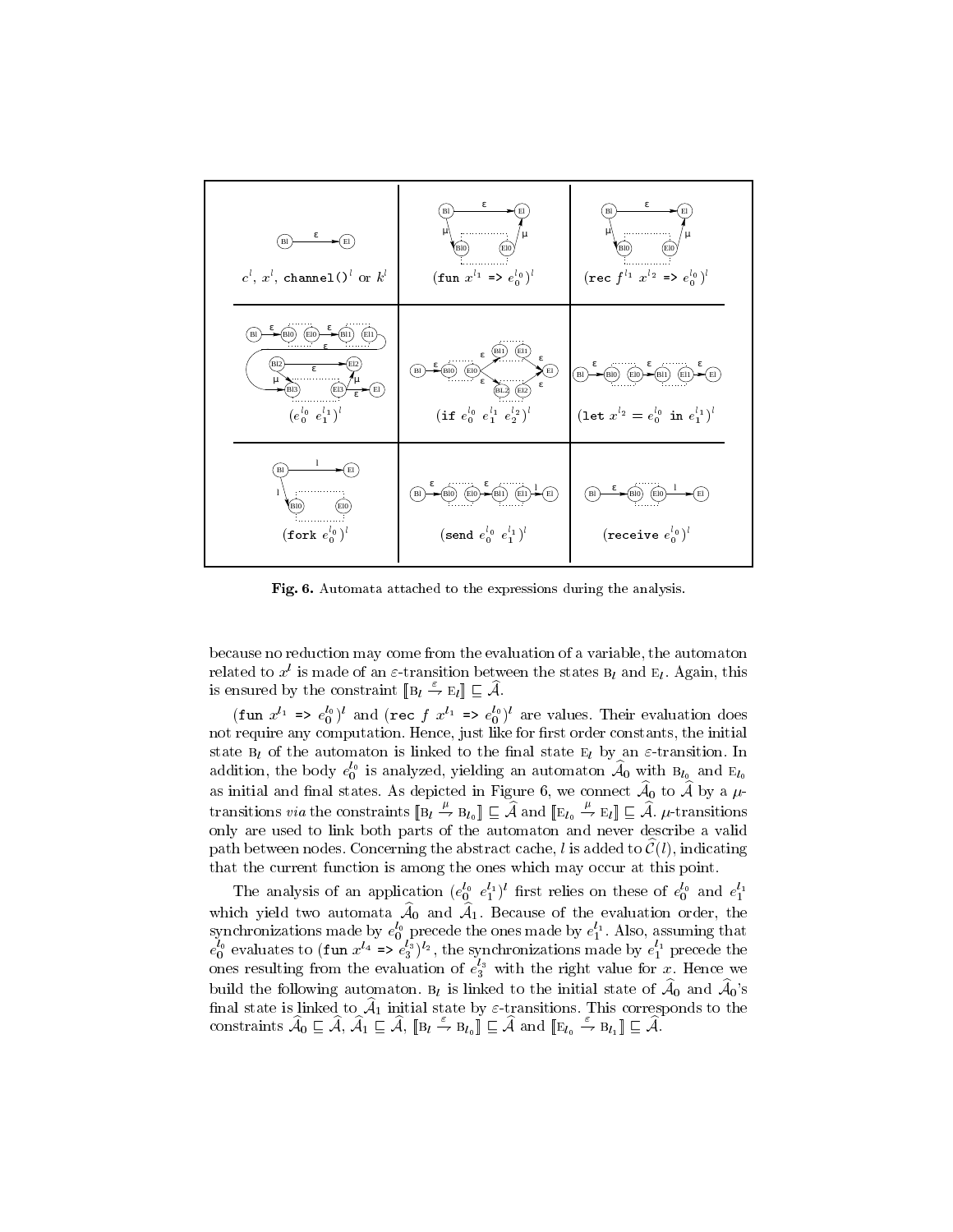Fig. 6. Automata attached to the expressions during the analysis.

because no reduction may come from the evaluation of a variable, the automaton related to $x^l$ is made of an $\varepsilon$-transition between the states $\mathrm{B}_l$ and $\mathrm{E}_l$. Again, this is ensured by the constraint $[\![\mathrm{B}_l \xrightarrow{\varepsilon} \mathrm{E}_l]\!] \sqsubseteq \widehat{\mathcal{A}}$.

$(\texttt{fun } x^{l_1} \texttt{ => } e_0^{l_0})^l$ and $(\texttt{rec } f\ x^{l_1} \texttt{ => } e_0^{l_0})^l$ are values. Their evaluation does not require any computation. Hence, just like for first order constants, the initial state $\mathrm{B}_l$ of the automaton is linked to the final state $\mathrm{E}_l$ by an $\varepsilon$-transition. In addition, the body $e_0^{l_0}$ is analyzed, yielding an automaton $\widehat{\mathcal{A}}_0$ with $\mathrm{B}_{l_0}$ and $\mathrm{E}_{l_0}$ as initial and final states. As depicted in Figure 6, we connect $\widehat{\mathcal{A}}_0$ to $\widehat{\mathcal{A}}$ by a $\mu$-transitions *via* the constraints $[\![\mathrm{B}_l \xrightarrow{\mu} \mathrm{B}_{l_0}]\!] \sqsubseteq \widehat{\mathcal{A}}$ and $[\![\mathrm{E}_{l_0} \xrightarrow{\mu} \mathrm{E}_l]\!] \sqsubseteq \widehat{\mathcal{A}}$. $\mu$-transitions only are used to link both parts of the automaton and never describe a valid path between nodes. Concerning the abstract cache, $l$ is added to $\widehat{\mathcal{C}}(l)$, indicating that the current function is among the ones which may occur at this point.

The analysis of an application $(e_0^{l_0}\ e_1^{l_1})^l$ first relies on these of $e_0^{l_0}$ and $e_1^{l_1}$ which yield two automata $\widehat{\mathcal{A}}_0$ and $\widehat{\mathcal{A}}_1$. Because of the evaluation order, the synchronizations made by $e_0^{l_0}$ precede the ones made by $e_1^{l_1}$. Also, assuming that $e_0^{l_0}$ evaluates to $(\texttt{fun } x^{l_4} \texttt{ => } e_3^{l_3})^{l_2}$, the synchronizations made by $e_1^{l_1}$ precede the ones resulting from the evaluation of $e_3^{l_3}$ with the right value for $x$. Hence we build the following automaton. $\mathrm{B}_l$ is linked to the initial state of $\widehat{\mathcal{A}}_0$ and $\widehat{\mathcal{A}}_0$'s final state is linked to $\widehat{\mathcal{A}}_1$ initial state by $\varepsilon$-transitions. This corresponds to the constraints $\widehat{\mathcal{A}}_0 \sqsubseteq \widehat{\mathcal{A}}$, $\widehat{\mathcal{A}}_1 \sqsubseteq \widehat{\mathcal{A}}$, $[\![\mathrm{B}_l \xrightarrow{\varepsilon} \mathrm{B}_{l_0}]\!] \sqsubseteq \widehat{\mathcal{A}}$ and $[\![\mathrm{E}_{l_0} \xrightarrow{\varepsilon} \mathrm{B}_{l_1}]\!] \sqsubseteq \widehat{\mathcal{A}}$.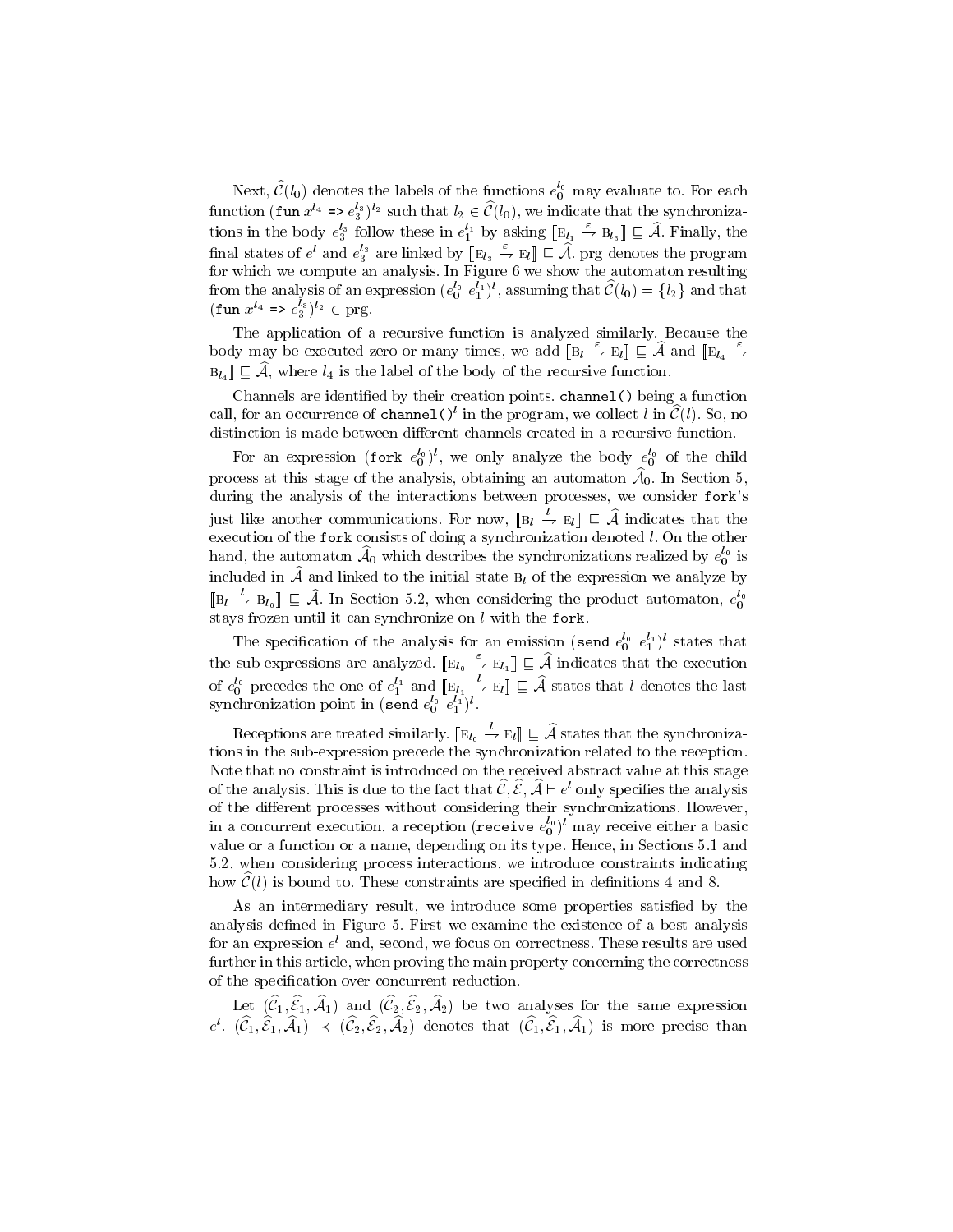Next, $\widehat{\mathcal{C}}(l_0)$ denotes the labels of the functions $e_0^{l_0}$ may evaluate to. For each function $(\texttt{fun}\ x^{l_4}\ \texttt{=>}\ e_3^{l_3})^{l_2}$ such that $l_2 \in \widehat{\mathcal{C}}(l_0)$, we indicate that the synchronizations in the body $e_3^{l_3}$ follow these in $e_1^{l_1}$ by asking $[\![\mathrm{E}_{l_1} \xrightarrow{\varepsilon} \mathrm{B}_{l_3}]\!] \sqsubseteq \widehat{\mathcal{A}}$. Finally, the final states of $e^l$ and $e_3^{l_3}$ are linked by $[\![\mathrm{E}_{l_3} \xrightarrow{\varepsilon} \mathrm{E}_l]\!] \sqsubseteq \widehat{\mathcal{A}}$. prg denotes the program for which we compute an analysis. In Figure 6 we show the automaton resulting from the analysis of an expression $(e_0^{l_0}\ e_1^{l_1})^l$, assuming that $\widehat{\mathcal{C}}(l_0) = \{l_2\}$ and that $(\texttt{fun}\ x^{l_4}\ \texttt{=>}\ e_3^{l_3})^{l_2} \in \text{prg}$.

The application of a recursive function is analyzed similarly. Because the body may be executed zero or many times, we add $[\![\mathrm{B}_l \xrightarrow{\varepsilon} \mathrm{E}_l]\!] \sqsubseteq \widehat{\mathcal{A}}$ and $[\![\mathrm{E}_{l_4} \xrightarrow{\varepsilon} \mathrm{B}_{l_4}]\!] \sqsubseteq \widehat{\mathcal{A}}$, where $l_4$ is the label of the body of the recursive function.

Channels are identified by their creation points. `channel()` being a function call, for an occurrence of $\texttt{channel()}^l$ in the program, we collect $l$ in $\widehat{\mathcal{C}}(l)$. So, no distinction is made between different channels created in a recursive function.

For an expression $(\texttt{fork}\ e_0^{l_0})^l$, we only analyze the body $e_0^{l_0}$ of the child process at this stage of the analysis, obtaining an automaton $\widehat{\mathcal{A}}_0$. In Section 5, during the analysis of the interactions between processes, we consider `fork`'s just like another communications. For now, $[\![\mathrm{B}_l \xrightarrow{l} \mathrm{E}_l]\!] \sqsubseteq \widehat{\mathcal{A}}$ indicates that the execution of the `fork` consists of doing a synchronization denoted $l$. On the other hand, the automaton $\widehat{\mathcal{A}}_0$ which describes the synchronizations realized by $e_0^{l_0}$ is included in $\widehat{\mathcal{A}}$ and linked to the initial state $\mathrm{B}_l$ of the expression we analyze by $[\![\mathrm{B}_l \xrightarrow{l} \mathrm{B}_{l_0}]\!] \sqsubseteq \widehat{\mathcal{A}}$. In Section 5.2, when considering the product automaton, $e_0^{l_0}$ stays frozen until it can synchronize on $l$ with the `fork`.

The specification of the analysis for an emission $(\texttt{send}\ e_0^{l_0}\ e_1^{l_1})^l$ states that the sub-expressions are analyzed. $[\![\mathrm{E}_{l_0} \xrightarrow{\varepsilon} \mathrm{E}_{l_1}]\!] \sqsubseteq \widehat{\mathcal{A}}$ indicates that the execution of $e_0^{l_0}$ precedes the one of $e_1^{l_1}$ and $[\![\mathrm{E}_{l_1} \xrightarrow{l} \mathrm{E}_l]\!] \sqsubseteq \widehat{\mathcal{A}}$ states that $l$ denotes the last synchronization point in $(\texttt{send}\ e_0^{l_0}\ e_1^{l_1})^l$.

Receptions are treated similarly. $[\![\mathrm{E}_{l_0} \xrightarrow{l} \mathrm{E}_l]\!] \sqsubseteq \widehat{\mathcal{A}}$ states that the synchronizations in the sub-expression precede the synchronization related to the reception. Note that no constraint is introduced on the received abstract value at this stage of the analysis. This is due to the fact that $\widehat{\mathcal{C}}, \widehat{\mathcal{E}}, \widehat{\mathcal{A}} \vdash e^l$ only specifies the analysis of the different processes without considering their synchronizations. However, in a concurrent execution, a reception $(\texttt{receive}\ e_0^{l_0})^l$ may receive either a basic value or a function or a name, depending on its type. Hence, in Sections 5.1 and 5.2, when considering process interactions, we introduce constraints indicating how $\widehat{\mathcal{C}}(l)$ is bound to. These constraints are specified in definitions 4 and 8.

As an intermediary result, we introduce some properties satisfied by the analysis defined in Figure 5. First we examine the existence of a best analysis for an expression $e^l$ and, second, we focus on correctness. These results are used further in this article, when proving the main property concerning the correctness of the specification over concurrent reduction.

Let $(\widehat{\mathcal{C}}_1, \widehat{\mathcal{E}}_1, \widehat{\mathcal{A}}_1)$ and $(\widehat{\mathcal{C}}_2, \widehat{\mathcal{E}}_2, \widehat{\mathcal{A}}_2)$ be two analyses for the same expression $e^l$. $(\widehat{\mathcal{C}}_1, \widehat{\mathcal{E}}_1, \widehat{\mathcal{A}}_1) \prec (\widehat{\mathcal{C}}_2, \widehat{\mathcal{E}}_2, \widehat{\mathcal{A}}_2)$ denotes that $(\widehat{\mathcal{C}}_1, \widehat{\mathcal{E}}_1, \widehat{\mathcal{A}}_1)$ is more precise than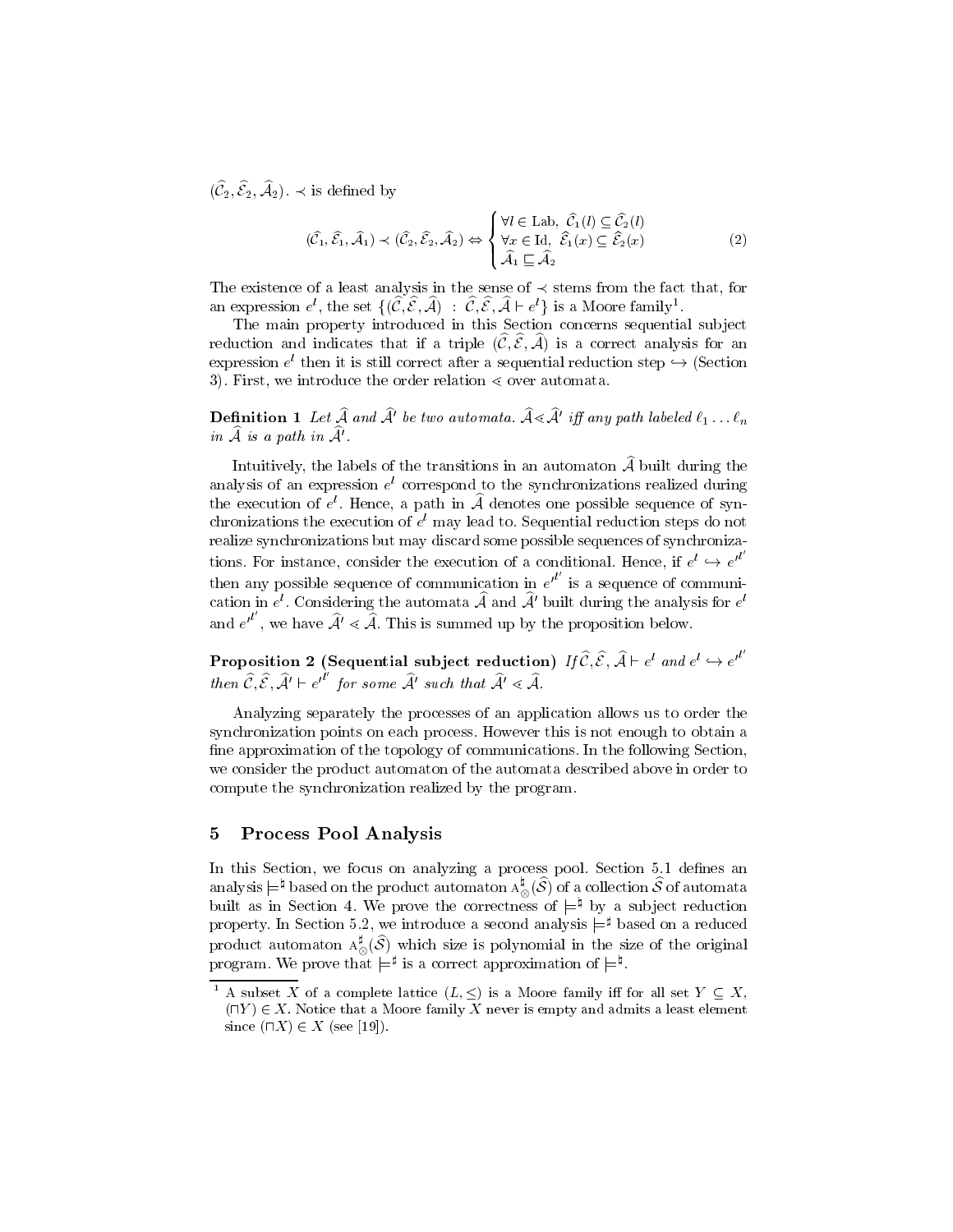$(\widehat{\mathcal{C}}_2, \widehat{\mathcal{E}}_2, \widehat{\mathcal{A}}_2)$. $\prec$ is defined by

$$(\widehat{\mathcal{C}}_1, \widehat{\mathcal{E}}_1, \widehat{\mathcal{A}}_1) \prec (\widehat{\mathcal{C}}_2, \widehat{\mathcal{E}}_2, \widehat{\mathcal{A}}_2) \Leftrightarrow \begin{cases} \forall l \in \mathrm{Lab},\ \widehat{\mathcal{C}}_1(l) \subseteq \widehat{\mathcal{C}}_2(l) \\ \forall x \in \mathrm{Id},\ \widehat{\mathcal{E}}_1(x) \subseteq \widehat{\mathcal{E}}_2(x) \\ \widehat{\mathcal{A}}_1 \sqsubseteq \widehat{\mathcal{A}}_2 \end{cases} \tag{2}$$

The existence of a least analysis in the sense of $\prec$ stems from the fact that, for an expression $e^l$, the set $\{(\widehat{\mathcal{C}}, \widehat{\mathcal{E}}, \widehat{\mathcal{A}})\ :\ \widehat{\mathcal{C}}, \widehat{\mathcal{E}}, \widehat{\mathcal{A}} \vdash e^l\}$ is a Moore family[1].

The main property introduced in this Section concerns sequential subject reduction and indicates that if a triple $(\widehat{\mathcal{C}}, \widehat{\mathcal{E}}, \widehat{\mathcal{A}})$ is a correct analysis for an expression $e^l$ then it is still correct after a sequential reduction step $\hookrightarrow$ (Section 3). First, we introduce the order relation $\lessdot$ over automata.

**Definition 1** *Let $\widehat{\mathcal{A}}$ and $\widehat{\mathcal{A}}'$ be two automata. $\widehat{\mathcal{A}} \lessdot \widehat{\mathcal{A}}'$ iff any path labeled $\ell_1 \ldots \ell_n$ in $\widehat{\mathcal{A}}$ is a path in $\widehat{\mathcal{A}}'$.*

Intuitively, the labels of the transitions in an automaton $\widehat{\mathcal{A}}$ built during the analysis of an expression $e^l$ correspond to the synchronizations realized during the execution of $e^l$. Hence, a path in $\widehat{\mathcal{A}}$ denotes one possible sequence of synchronizations the execution of $e^l$ may lead to. Sequential reduction steps do not realize synchronizations but may discard some possible sequences of synchronizations. For instance, consider the execution of a conditional. Hence, if $e^l \hookrightarrow e'^{l'}$ then any possible sequence of communication in $e'^{l'}$ is a sequence of communication in $e^l$. Considering the automata $\widehat{\mathcal{A}}$ and $\widehat{\mathcal{A}}'$ built during the analysis for $e^l$ and $e'^{l'}$, we have $\widehat{\mathcal{A}}' \lessdot \widehat{\mathcal{A}}$. This is summed up by the proposition below.

**Proposition 2 (Sequential subject reduction)** *If $\widehat{\mathcal{C}}, \widehat{\mathcal{E}}, \widehat{\mathcal{A}} \vdash e^l$ and $e^l \hookrightarrow e'^{l'}$ then $\widehat{\mathcal{C}}, \widehat{\mathcal{E}}, \widehat{\mathcal{A}}' \vdash e'^{l'}$ for some $\widehat{\mathcal{A}}'$ such that $\widehat{\mathcal{A}}' \lessdot \widehat{\mathcal{A}}$.*

Analyzing separately the processes of an application allows us to order the synchronization points on each process. However this is not enough to obtain a fine approximation of the topology of communications. In the following Section, we consider the product automaton of the automata described above in order to compute the synchronization realized by the program.

## 5 Process Pool Analysis

In this Section, we focus on analyzing a process pool. Section 5.1 defines an analysis $\models^\sharp$ based on the product automaton $\mathrm{A}^\sharp_\otimes(\widehat{\mathcal{S}})$ of a collection $\widehat{\mathcal{S}}$ of automata built as in Section 4. We prove the correctness of $\models^\sharp$ by a subject reduction property. In Section 5.2, we introduce a second analysis $\models^\sharp$ based on a reduced product automaton $\mathrm{A}^\sharp_\otimes(\widehat{\mathcal{S}})$ which size is polynomial in the size of the original program. We prove that $\models^\sharp$ is a correct approximation of $\models^\sharp$.

[1] A subset $X$ of a complete lattice $(L, \leq)$ is a Moore family iff for all set $Y \subseteq X$, $(\sqcap Y) \in X$. Notice that a Moore family $X$ never is empty and admits a least element since $(\sqcap X) \in X$ (see [19]).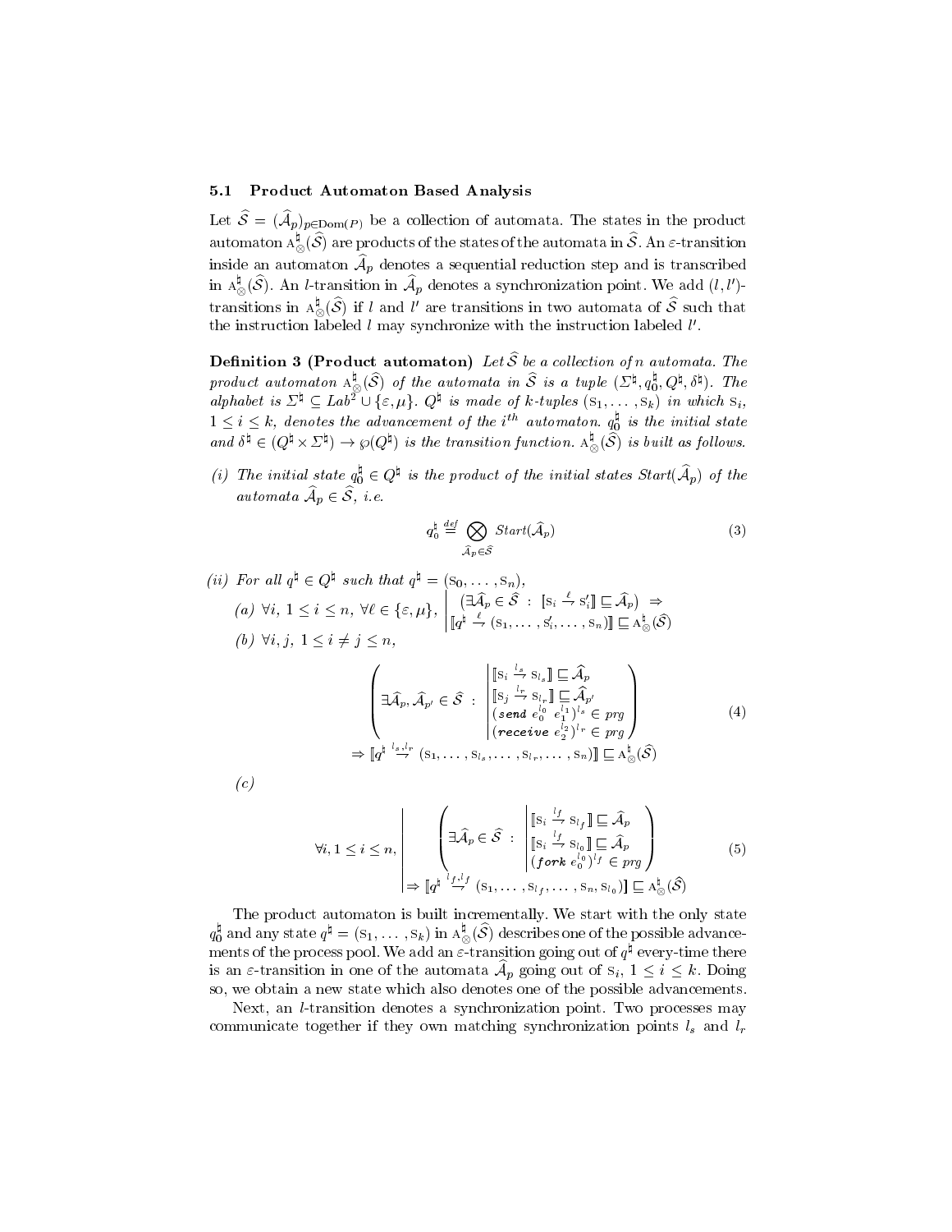### 5.1 Product Automaton Based Analysis

Let $\widehat{\mathcal{S}} = (\widehat{\mathcal{A}}_p)_{p \in \mathrm{Dom}(P)}$ be a collection of automata. The states in the product automaton $\mathrm{A}^\sharp_\otimes(\widehat{\mathcal{S}})$ are products of the states of the automata in $\widehat{\mathcal{S}}$. An $\varepsilon$-transition inside an automaton $\widehat{\mathcal{A}}_p$ denotes a sequential reduction step and is transcribed in $\mathrm{A}^\sharp_\otimes(\widehat{\mathcal{S}})$. An $l$-transition in $\widehat{\mathcal{A}}_p$ denotes a synchronization point. We add $(l, l')$-transitions in $\mathrm{A}^\sharp_\otimes(\widehat{\mathcal{S}})$ if $l$ and $l'$ are transitions in two automata of $\widehat{\mathcal{S}}$ such that the instruction labeled $l$ may synchronize with the instruction labeled $l'$.

**Definition 3 (Product automaton)** *Let $\widehat{\mathcal{S}}$ be a collection of $n$ automata. The product automaton $\mathrm{A}^\sharp_\otimes(\widehat{\mathcal{S}})$ of the automata in $\widehat{\mathcal{S}}$ is a tuple $(\Sigma^\sharp, q^\sharp_0, Q^\sharp, \delta^\sharp)$. The alphabet is $\Sigma^\sharp \subseteq Lab^2 \cup \{\varepsilon, \mu\}$. $Q^\sharp$ is made of $k$-tuples $(\mathrm{s}_1, \ldots, \mathrm{s}_k)$ in which $\mathrm{s}_i$, $1 \leq i \leq k$, denotes the advancement of the $i^{th}$ automaton. $q^\sharp_0$ is the initial state and $\delta^\sharp \in (Q^\sharp \times \Sigma^\sharp) \to \wp(Q^\sharp)$ is the transition function. $\mathrm{A}^\sharp_\otimes(\widehat{\mathcal{S}})$ is built as follows.*

*(i) The initial state $q^\sharp_0 \in Q^\sharp$ is the product of the initial states $Start(\widehat{\mathcal{A}}_p)$ of the automata $\widehat{\mathcal{A}}_p \in \widehat{\mathcal{S}}$, i.e.*

$$q^\sharp_0 \stackrel{def}{=} \bigotimes_{\widehat{\mathcal{A}}_p \in \widehat{\mathcal{S}}} Start(\widehat{\mathcal{A}}_p) \tag{3}$$

*(ii) For all $q^\sharp \in Q^\sharp$ such that $q^\sharp = (\mathrm{s}_0, \ldots, \mathrm{s}_n)$,*

*(a)* $\forall i,\ 1 \leq i \leq n,\ \forall \ell \in \{\varepsilon, \mu\},\ \left|\ \begin{array}{l} (\exists \widehat{\mathcal{A}}_p \in \widehat{\mathcal{S}}\ :\ [\![\mathrm{s}_i \stackrel{\ell}{\to} \mathrm{s}'_i]\!] \sqsubseteq \widehat{\mathcal{A}}_p) \ \Rightarrow \\ [\![q^\sharp \stackrel{\ell}{\to} (\mathrm{s}_1, \ldots, \mathrm{s}'_i, \ldots, \mathrm{s}_n)]\!] \sqsubseteq \mathrm{A}^\sharp_\otimes(\widehat{\mathcal{S}}) \end{array}\right.$

*(b)* $\forall i, j,\ 1 \leq i \neq j \leq n,$

$$\begin{array}{c} \left( \exists \widehat{\mathcal{A}}_p, \widehat{\mathcal{A}}_{p'} \in \widehat{\mathcal{S}}\ :\ \left|\ \begin{array}{l} [\![\mathrm{s}_i \stackrel{l_s}{\to} \mathrm{s}_{l_s}]\!] \sqsubseteq \widehat{\mathcal{A}}_p \\ [\![\mathrm{s}_j \stackrel{l_r}{\to} \mathrm{s}_{l_r}]\!] \sqsubseteq \widehat{\mathcal{A}}_{p'} \\ (\textbf{\textit{send}}\ e_0^{l_0}\ e_1^{l_1})^{l_s} \in prg \\ (\textbf{\textit{receive}}\ e_2^{l_2})^{l_r} \in prg \end{array}\right. \right) \\ \Rightarrow [\![q^\sharp \stackrel{l_s, l_r}{\to} (\mathrm{s}_1, \ldots, \mathrm{s}_{l_s}, \ldots, \mathrm{s}_{l_r}, \ldots, \mathrm{s}_n)]\!] \sqsubseteq \mathrm{A}^\sharp_\otimes(\widehat{\mathcal{S}}) \end{array} \tag{4}$$

*(c)*

$$\forall i, 1 \leq i \leq n,\ \left|\ \begin{array}{l} \left( \exists \widehat{\mathcal{A}}_p \in \widehat{\mathcal{S}}\ :\ \left|\ \begin{array}{l} [\![\mathrm{s}_i \stackrel{l_f}{\to} \mathrm{s}_{l_f}]\!] \sqsubseteq \widehat{\mathcal{A}}_p \\ [\![\mathrm{s}_i \stackrel{l_f}{\to} \mathrm{s}_{l_0}]\!] \sqsubseteq \widehat{\mathcal{A}}_p \\ (\textbf{\textit{fork}}\ e_0^{l_0})^{l_f} \in prg \end{array}\right. \right) \\ \Rightarrow [\![q^\sharp \stackrel{l_f, l_f}{\to} (\mathrm{s}_1, \ldots, \mathrm{s}_{l_f}, \ldots, \mathrm{s}_n, \mathrm{s}_{l_0})]\!] \sqsubseteq \mathrm{A}^\sharp_\otimes(\widehat{\mathcal{S}}) \end{array}\right. \tag{5}$$

The product automaton is built incrementally. We start with the only state $q^\sharp_0$ and any state $q^\sharp = (\mathrm{s}_1, \ldots, \mathrm{s}_k)$ in $\mathrm{A}^\sharp_\otimes(\widehat{\mathcal{S}})$ describes one of the possible advancements of the process pool. We add an $\varepsilon$-transition going out of $q^\sharp$ every-time there is an $\varepsilon$-transition in one of the automata $\widehat{\mathcal{A}}_p$ going out of $\mathrm{s}_i$, $1 \leq i \leq k$. Doing so, we obtain a new state which also denotes one of the possible advancements.

Next, an $l$-transition denotes a synchronization point. Two processes may communicate together if they own matching synchronization points $l_s$ and $l_r$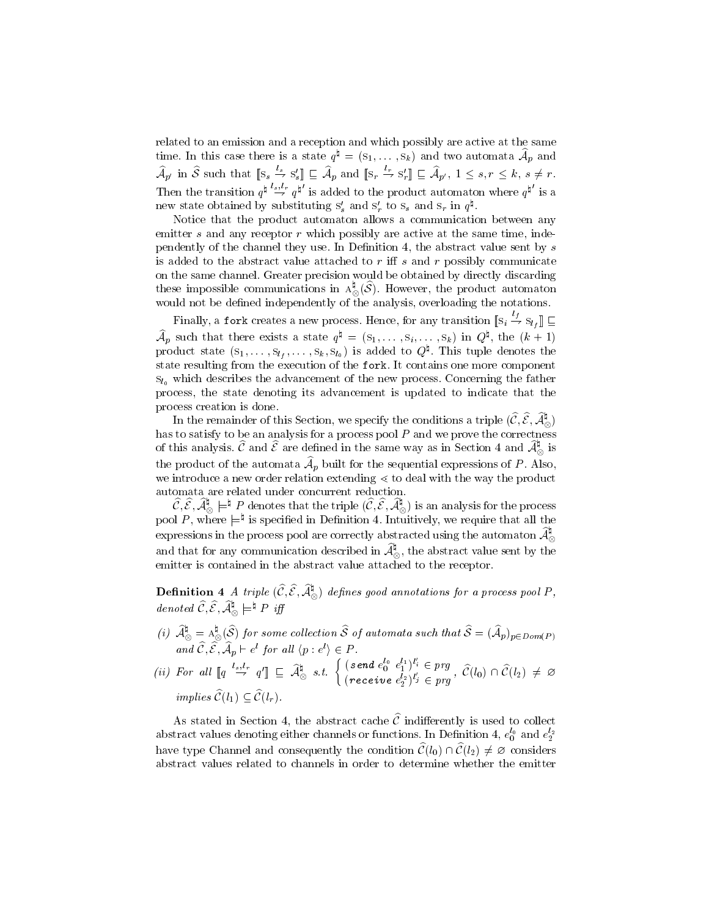related to an emission and a reception and which possibly are active at the same time. In this case there is a state $q^\sharp = (\mathrm{s}_1, \ldots, \mathrm{s}_k)$ and two automata $\widehat{\mathcal{A}}_p$ and $\widehat{\mathcal{A}}_{p'}$ in $\widehat{\mathcal{S}}$ such that $[\![\mathrm{s}_s \overset{l_s}{\to} \mathrm{s}'_s]\!] \sqsubseteq \widehat{\mathcal{A}}_p$ and $[\![\mathrm{s}_r \overset{l_r}{\to} \mathrm{s}'_r]\!] \sqsubseteq \widehat{\mathcal{A}}_{p'}$, $1 \leq s, r \leq k$, $s \neq r$. Then the transition $q^\sharp \overset{l_s, l_r}{\to} q^{\sharp\prime}$ is added to the product automaton where $q^{\sharp\prime}$ is a new state obtained by substituting $\mathrm{s}'_s$ and $\mathrm{s}'_r$ to $\mathrm{s}_s$ and $\mathrm{s}_r$ in $q^\sharp$.

Notice that the product automaton allows a communication between any emitter $s$ and any receptor $r$ which possibly are active at the same time, independently of the channel they use. In Definition 4, the abstract value sent by $s$ is added to the abstract value attached to $r$ iff $s$ and $r$ possibly communicate on the same channel. Greater precision would be obtained by directly discarding these impossible communications in $\mathrm{A}^\sharp_\otimes(\widehat{\mathcal{S}})$. However, the product automaton would not be defined independently of the analysis, overloading the notations.

Finally, a `fork` creates a new process. Hence, for any transition $[\![\mathrm{s}_i \overset{l_f}{\to} \mathrm{s}_{l_f}]\!] \sqsubseteq \widehat{\mathcal{A}}_p$ such that there exists a state $q^\sharp = (\mathrm{s}_1, \ldots, \mathrm{s}_i, \ldots, \mathrm{s}_k)$ in $Q^\sharp$, the $(k+1)$ product state $(\mathrm{s}_1, \ldots, \mathrm{s}_{l_f}, \ldots, \mathrm{s}_k, \mathrm{s}_{l_0})$ is added to $Q^\sharp$. This tuple denotes the state resulting from the execution of the `fork`. It contains one more component $\mathrm{s}_{l_0}$ which describes the advancement of the new process. Concerning the father process, the state denoting its advancement is updated to indicate that the process creation is done.

In the remainder of this Section, we specify the conditions a triple $(\widehat{\mathcal{C}}, \widehat{\mathcal{E}}, \widehat{\mathcal{A}}^\sharp_\otimes)$ has to satisfy to be an analysis for a process pool $P$ and we prove the correctness of this analysis. $\widehat{\mathcal{C}}$ and $\widehat{\mathcal{E}}$ are defined in the same way as in Section 4 and $\widehat{\mathcal{A}}^\sharp_\otimes$ is the product of the automata $\widehat{\mathcal{A}}_p$ built for the sequential expressions of $P$. Also, we introduce a new order relation extending $\lessdot$ to deal with the way the product automata are related under concurrent reduction.

$\widehat{\mathcal{C}}, \widehat{\mathcal{E}}, \widehat{\mathcal{A}}^\sharp_\otimes \models^\sharp P$ denotes that the triple $(\widehat{\mathcal{C}}, \widehat{\mathcal{E}}, \widehat{\mathcal{A}}^\sharp_\otimes)$ is an analysis for the process pool $P$, where $\models^\sharp$ is specified in Definition 4. Intuitively, we require that all the expressions in the process pool are correctly abstracted using the automaton $\widehat{\mathcal{A}}^\sharp_\otimes$ and that for any communication described in $\widehat{\mathcal{A}}^\sharp_\otimes$, the abstract value sent by the emitter is contained in the abstract value attached to the receptor.

**Definition 4** *A triple $(\widehat{\mathcal{C}}, \widehat{\mathcal{E}}, \widehat{\mathcal{A}}^\sharp_\otimes)$ defines good annotations for a process pool $P$, denoted $\widehat{\mathcal{C}}, \widehat{\mathcal{E}}, \widehat{\mathcal{A}}^\sharp_\otimes \models^\sharp P$ iff*

*(i)* $\widehat{\mathcal{A}}^\sharp_\otimes = \mathrm{A}^\sharp_\otimes(\widehat{\mathcal{S}})$ *for some collection $\widehat{\mathcal{S}}$ of automata such that $\widehat{\mathcal{S}} = (\widehat{\mathcal{A}}_p)_{p \in Dom(P)}$ and $\widehat{\mathcal{C}}, \widehat{\mathcal{E}}, \widehat{\mathcal{A}}_p \vdash e^l$ for all $\langle p : e^l \rangle \in P$.*

*(ii)* *For all* $[\![q \overset{l_s, l_r}{\to} q']\!] \sqsubseteq \widehat{\mathcal{A}}^\sharp_\otimes$ *s.t.* $\left\{ \begin{array}{l} (\textbf{\texttt{send}}\ e_0^{l_0}\ e_1^{l_1})^{l'_i} \in prg \\ (\textbf{\texttt{receive}}\ e_2^{l_2})^{l'_j} \in prg \end{array} \right.$, $\widehat{\mathcal{C}}(l_0) \cap \widehat{\mathcal{C}}(l_2) \neq \varnothing$ *implies* $\widehat{\mathcal{C}}(l_1) \subseteq \widehat{\mathcal{C}}(l_r)$.

As stated in Section 4, the abstract cache $\widehat{\mathcal{C}}$ indifferently is used to collect abstract values denoting either channels or functions. In Definition 4, $e_0^{l_0}$ and $e_2^{l_2}$ have type Channel and consequently the condition $\widehat{\mathcal{C}}(l_0) \cap \widehat{\mathcal{C}}(l_2) \neq \varnothing$ considers abstract values related to channels in order to determine whether the emitter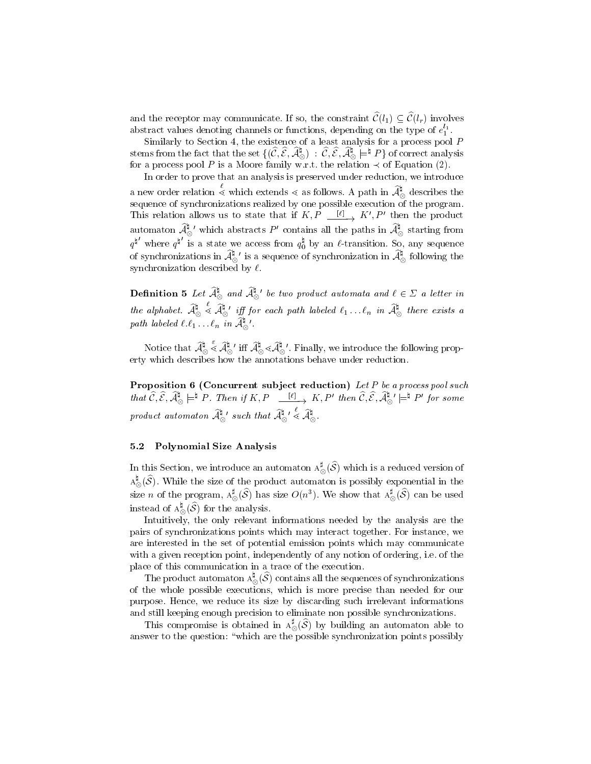and the receptor may communicate. If so, the constraint $\widehat{\mathcal{C}}(l_1) \subseteq \widehat{\mathcal{C}}(l_r)$ involves abstract values denoting channels or functions, depending on the type of $e_1^{l_1}$.

Similarly to Section 4, the existence of a least analysis for a process pool $P$ stems from the fact that the set $\{(\widehat{\mathcal{C}}, \widehat{\mathcal{E}}, \widehat{\mathcal{A}}^\sharp_\otimes) \ : \ \widehat{\mathcal{C}}, \widehat{\mathcal{E}}, \widehat{\mathcal{A}}^\sharp_\otimes \models^\sharp P\}$ of correct analysis for a process pool $P$ is a Moore family w.r.t. the relation $\prec$ of Equation (2).

In order to prove that an analysis is preserved under reduction, we introduce a new order relation $\stackrel{\ell}{\lessdot}$ which extends $\lessdot$ as follows. A path in $\widehat{\mathcal{A}}^\sharp_\otimes$ describes the sequence of synchronizations realized by one possible execution of the program. This relation allows us to state that if $K, P \xrightarrow{[\ell]} K', P'$ then the product automaton $\widehat{\mathcal{A}}^\sharp_\otimes{}'$ which abstracts $P'$ contains all the paths in $\widehat{\mathcal{A}}^\sharp_\otimes$ starting from $q^{\sharp\prime}$ where $q^{\sharp\prime}$ is a state we access from $q_0^\sharp$ by an $\ell$-transition. So, any sequence of synchronizations in $\widehat{\mathcal{A}}^\sharp_\otimes{}'$ is a sequence of synchronization in $\widehat{\mathcal{A}}^\sharp_\otimes$ following the synchronization described by $\ell$.

**Definition 5** *Let $\widehat{\mathcal{A}}^\sharp_\otimes$ and $\widehat{\mathcal{A}}^\sharp_\otimes{}'$ be two product automata and $\ell \in \Sigma$ a letter in the alphabet. $\widehat{\mathcal{A}}^\sharp_\otimes \stackrel{\ell}{\lessdot} \widehat{\mathcal{A}}^\sharp_\otimes{}'$ iff for each path labeled $\ell_1 \dots \ell_n$ in $\widehat{\mathcal{A}}^\sharp_\otimes$ there exists a path labeled $\ell.\ell_1 \dots \ell_n$ in $\widehat{\mathcal{A}}^\sharp_\otimes{}'$.*

Notice that $\widehat{\mathcal{A}}^\sharp_\otimes \stackrel{\varepsilon}{\lessdot} \widehat{\mathcal{A}}^\sharp_\otimes{}'$ iff $\widehat{\mathcal{A}}^\sharp_\otimes \lessdot \widehat{\mathcal{A}}^\sharp_\otimes{}'$. Finally, we introduce the following property which describes how the annotations behave under reduction.

**Proposition 6 (Concurrent subject reduction)** *Let $P$ be a process pool such that $\widehat{\mathcal{C}}, \widehat{\mathcal{E}}, \widehat{\mathcal{A}}^\sharp_\otimes \models^\sharp P$. Then if $K, P \xrightarrow{[\ell]} K, P'$ then $\widehat{\mathcal{C}}, \widehat{\mathcal{E}}, \widehat{\mathcal{A}}^\sharp_\otimes{}' \models^\sharp P'$ for some product automaton $\widehat{\mathcal{A}}^\sharp_\otimes{}'$ such that $\widehat{\mathcal{A}}^\sharp_\otimes{}' \stackrel{\ell}{\lessdot} \widehat{\mathcal{A}}^\sharp_\otimes$.*

### 5.2 Polynomial Size Analysis

In this Section, we introduce an automaton $\mathrm{A}^\sharp_\otimes(\widehat{\mathcal{S}})$ which is a reduced version of $\mathrm{A}^\sharp_\otimes(\widehat{\mathcal{S}})$. While the size of the product automaton is possibly exponential in the size $n$ of the program, $\mathrm{A}^\sharp_\otimes(\widehat{\mathcal{S}})$ has size $O(n^3)$. We show that $\mathrm{A}^\sharp_\otimes(\widehat{\mathcal{S}})$ can be used instead of $\mathrm{A}^\sharp_\otimes(\widehat{\mathcal{S}})$ for the analysis.

Intuitively, the only relevant informations needed by the analysis are the pairs of synchronizations points which may interact together. For instance, we are interested in the set of potential emission points which may communicate with a given reception point, independently of any notion of ordering, i.e. of the place of this communication in a trace of the execution.

The product automaton $\mathrm{A}^\sharp_\otimes(\widehat{\mathcal{S}})$ contains all the sequences of synchronizations of the whole possible executions, which is more precise than needed for our purpose. Hence, we reduce its size by discarding such irrelevant informations and still keeping enough precision to eliminate non possible synchronizations.

This compromise is obtained in $\mathrm{A}^\sharp_\otimes(\widehat{\mathcal{S}})$ by building an automaton able to answer to the question: "which are the possible synchronization points possibly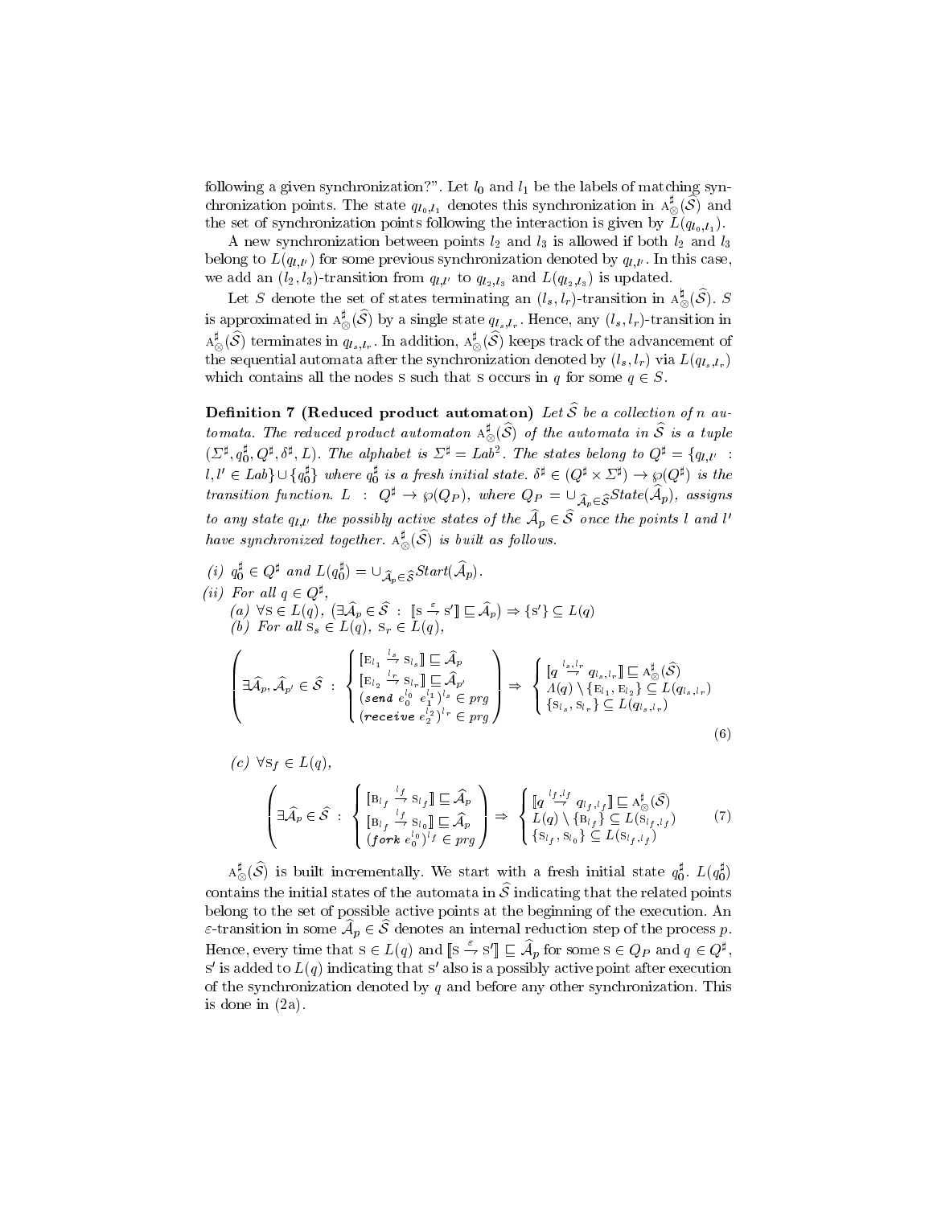following a given synchronization?". Let $l_0$ and $l_1$ be the labels of matching synchronization points. The state $q_{l_0,l_1}$ denotes this synchronization in $\mathrm{A}^{\sharp}_{\otimes}(\widehat{\mathcal{S}})$ and the set of synchronization points following the interaction is given by $L(q_{l_0,l_1})$.

A new synchronization between points $l_2$ and $l_3$ is allowed if both $l_2$ and $l_3$ belong to $L(q_{l,l'})$ for some previous synchronization denoted by $q_{l,l'}$. In this case, we add an $(l_2,l_3)$-transition from $q_{l,l'}$ to $q_{l_2,l_3}$ and $L(q_{l_2,l_3})$ is updated.

Let $S$ denote the set of states terminating an $(l_s,l_r)$-transition in $\mathrm{A}^{\sharp}_{\otimes}(\widehat{\mathcal{S}})$. $S$ is approximated in $\mathrm{A}^{\sharp}_{\otimes}(\widehat{\mathcal{S}})$ by a single state $q_{l_s,l_r}$. Hence, any $(l_s,l_r)$-transition in $\mathrm{A}^{\sharp}_{\otimes}(\widehat{\mathcal{S}})$ terminates in $q_{l_s,l_r}$. In addition, $\mathrm{A}^{\sharp}_{\otimes}(\widehat{\mathcal{S}})$ keeps track of the advancement of the sequential automata after the synchronization denoted by $(l_s,l_r)$ via $L(q_{l_s,l_r})$ which contains all the nodes $\mathrm{S}$ such that $\mathrm{S}$ occurs in $q$ for some $q \in S$.

**Definition 7 (Reduced product automaton)** *Let $\widehat{\mathcal{S}}$ be a collection of $n$ automata. The reduced product automaton $\mathrm{A}^{\sharp}_{\otimes}(\widehat{\mathcal{S}})$ of the automata in $\widehat{\mathcal{S}}$ is a tuple $(\Sigma^{\sharp}, q_0^{\sharp}, Q^{\sharp}, \delta^{\sharp}, L)$. The alphabet is $\Sigma^{\sharp} = Lab^2$. The states belong to $Q^{\sharp} = \{q_{l,l'} : l,l' \in Lab\} \cup \{q_0^{\sharp}\}$ where $q_0^{\sharp}$ is a fresh initial state. $\delta^{\sharp} \in (Q^{\sharp} \times \Sigma^{\sharp}) \to \wp(Q^{\sharp})$ is the transition function. $L : Q^{\sharp} \to \wp(Q_P)$, where $Q_P = \cup_{\widehat{\mathcal{A}}_p \in \widehat{\mathcal{S}}} State(\widehat{\mathcal{A}}_p)$, assigns to any state $q_{l,l'}$ the possibly active states of the $\widehat{\mathcal{A}}_p \in \widehat{\mathcal{S}}$ once the points $l$ and $l'$ have synchronized together. $\mathrm{A}^{\sharp}_{\otimes}(\widehat{\mathcal{S}})$ is built as follows.*

*(i)* $q_0^{\sharp} \in Q^{\sharp}$ *and* $L(q_0^{\sharp}) = \cup_{\widehat{\mathcal{A}}_p \in \widehat{\mathcal{S}}} Start(\widehat{\mathcal{A}}_p)$.

*(ii) For all* $q \in Q^{\sharp}$,

*(a)* $\forall \mathrm{S} \in L(q),\ (\exists \widehat{\mathcal{A}}_p \in \widehat{\mathcal{S}} : [\![\mathrm{S} \xrightarrow{\varepsilon} \mathrm{S}']\!] \sqsubseteq \widehat{\mathcal{A}}_p) \Rightarrow \{\mathrm{S}'\} \subseteq L(q)$

*(b) For all* $\mathrm{S}_s \in L(q)$, $\mathrm{S}_r \in L(q)$,

$$\left( \exists \widehat{\mathcal{A}}_p, \widehat{\mathcal{A}}_{p'} \in \widehat{\mathcal{S}} \ : \ \begin{cases} [\![\mathrm{E}_{l_1} \xrightarrow{l_s} \mathrm{S}_{l_s}]\!] \sqsubseteq \widehat{\mathcal{A}}_p \\ [\![\mathrm{E}_{l_2} \xrightarrow{l_r} \mathrm{S}_{l_r}]\!] \sqsubseteq \widehat{\mathcal{A}}_{p'} \\ (\textit{\textbf{send}}\ e_0^{l_0}\ e_1^{l_1})^{l_s} \in prg \\ (\textit{\textbf{receive}}\ e_2^{l_2})^{l_r} \in prg \end{cases} \right) \Rightarrow \begin{cases} [\![q \xrightarrow{l_s,l_r} q_{l_s,l_r}]\!] \sqsubseteq \mathrm{A}^{\sharp}_{\otimes}(\widehat{\mathcal{S}}) \\ \Lambda(q) \setminus \{\mathrm{E}_{l_1}, \mathrm{E}_{l_2}\} \subseteq L(q_{l_s,l_r}) \\ \{\mathrm{S}_{l_s}, \mathrm{S}_{l_r}\} \subseteq L(q_{l_s,l_r}) \end{cases} \tag{6}$$

*(c)* $\forall \mathrm{S}_f \in L(q)$,

$$\left( \exists \widehat{\mathcal{A}}_p \in \widehat{\mathcal{S}} \ : \ \begin{cases} [\![\mathrm{B}_{l_f} \xrightarrow{l_f} \mathrm{S}_{l_f}]\!] \sqsubseteq \widehat{\mathcal{A}}_p \\ [\![\mathrm{B}_{l_f} \xrightarrow{l_f} \mathrm{S}_{l_0}]\!] \sqsubseteq \widehat{\mathcal{A}}_p \\ (\textit{\textbf{fork}}\ e_0^{l_0})^{l_f} \in prg \end{cases} \right) \Rightarrow \begin{cases} [\![q \xrightarrow{l_f,l_f} q_{l_f,l_f}]\!] \sqsubseteq \mathrm{A}^{\sharp}_{\otimes}(\widehat{\mathcal{S}}) \\ L(q) \setminus \{\mathrm{B}_{l_f}\} \subseteq L(\mathrm{S}_{l_f,l_f}) \\ \{\mathrm{S}_{l_f}, \mathrm{S}_{l_0}\} \subseteq L(\mathrm{S}_{l_f,l_f}) \end{cases} \tag{7}$$

$\mathrm{A}^{\sharp}_{\otimes}(\widehat{\mathcal{S}})$ is built incrementally. We start with a fresh initial state $q_0^{\sharp}$. $L(q_0^{\sharp})$ contains the initial states of the automata in $\widehat{\mathcal{S}}$ indicating that the related points belong to the set of possible active points at the beginning of the execution. An $\varepsilon$-transition in some $\widehat{\mathcal{A}}_p \in \widehat{\mathcal{S}}$ denotes an internal reduction step of the process $p$. Hence, every time that $\mathrm{S} \in L(q)$ and $[\![\mathrm{S} \xrightarrow{\varepsilon} \mathrm{S}']\!] \sqsubseteq \widehat{\mathcal{A}}_p$ for some $\mathrm{S} \in Q_P$ and $q \in Q^{\sharp}$, $\mathrm{S}'$ is added to $L(q)$ indicating that $\mathrm{S}'$ also is a possibly active point after execution of the synchronization denoted by $q$ and before any other synchronization. This is done in (2a).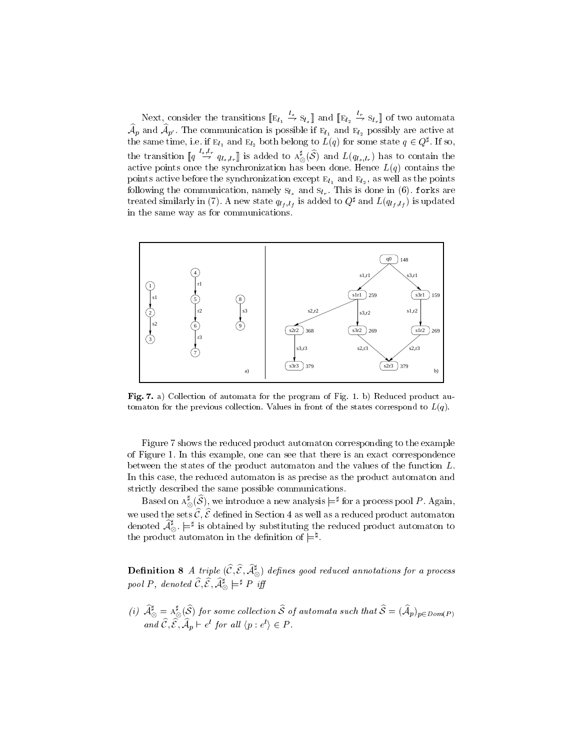Next, consider the transitions $[\![\mathrm{E}_{l_1} \overset{l_s}{\rightarrow} \mathrm{S}_{l_s}]\!]$ and $[\![\mathrm{E}_{l_2} \overset{l_r}{\rightarrow} \mathrm{S}_{l_r}]\!]$ of two automata $\widehat{\mathcal{A}}_p$ and $\widehat{\mathcal{A}}_{p'}$. The communication is possible if $\mathrm{E}_{l_1}$ and $\mathrm{E}_{l_2}$ possibly are active at the same time, i.e. if $\mathrm{E}_{l_1}$ and $\mathrm{E}_{l_2}$ both belong to $L(q)$ for some state $q \in Q^\sharp$. If so, the transition $[\![q \overset{l_s,l_r}{\rightarrow} q_{l_s,l_r}]\!]$ is added to $\mathrm{A}^\sharp_\otimes(\widehat{\mathcal{S}})$ and $L(q_{l_s,l_r})$ has to contain the active points once the synchronization has been done. Hence $L(q)$ contains the points active before the synchronization except $\mathrm{E}_{l_1}$ and $\mathrm{E}_{l_2}$, as well as the points following the communication, namely $\mathrm{S}_{l_s}$ and $\mathrm{S}_{l_r}$. This is done in (6). `fork`s are treated similarly in (7). A new state $q_{l_f,l_f}$ is added to $Q^\sharp$ and $L(q_{l_f,l_f})$ is updated in the same way as for communications.

**Fig. 7.** a) Collection of automata for the program of Fig. 1. b) Reduced product automaton for the previous collection. Values in front of the states correspond to $L(q)$.

Figure 7 shows the reduced product automaton corresponding to the example of Figure 1. In this example, one can see that there is an exact correspondence between the states of the product automaton and the values of the function $L$. In this case, the reduced automaton is as precise as the product automaton and strictly described the same possible communications.

Based on $\mathrm{A}^\sharp_\otimes(\widehat{\mathcal{S}})$, we introduce a new analysis $\models^\sharp$ for a process pool $P$. Again, we used the sets $\widehat{\mathcal{C}}, \widehat{\mathcal{E}}$ defined in Section 4 as well as a reduced product automaton denoted $\widehat{\mathcal{A}}^\sharp_\otimes$. $\models^\sharp$ is obtained by substituting the reduced product automaton to the product automaton in the definition of $\models^\natural$.

**Definition 8** *A triple $(\widehat{\mathcal{C}}, \widehat{\mathcal{E}}, \widehat{\mathcal{A}}^\sharp_\otimes)$ defines good reduced annotations for a process pool $P$, denoted $\widehat{\mathcal{C}}, \widehat{\mathcal{E}}, \widehat{\mathcal{A}}^\sharp_\otimes \models^\sharp P$ iff*

*(i) $\widehat{\mathcal{A}}^\sharp_\otimes = \mathrm{A}^\sharp_\otimes(\widehat{\mathcal{S}})$ for some collection $\widehat{\mathcal{S}}$ of automata such that $\widehat{\mathcal{S}} = (\widehat{\mathcal{A}}_p)_{p \in Dom(P)}$ and $\widehat{\mathcal{C}}, \widehat{\mathcal{E}}, \widehat{\mathcal{A}}_p \vdash e^l$ for all $\langle p : e^l \rangle \in P$.*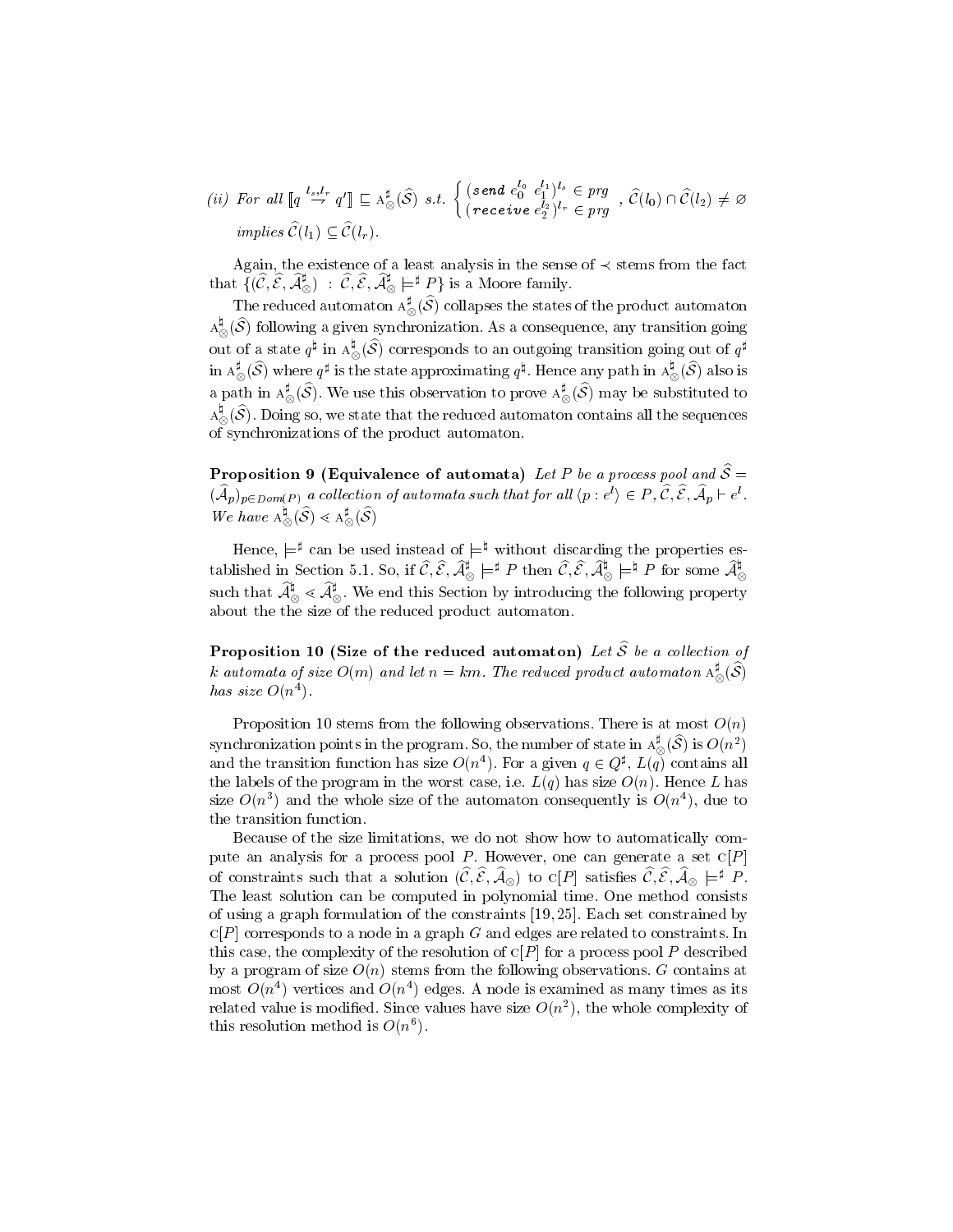*(ii) For all* $[\![q \overset{l_s,l_r}{\to} q']\!] \sqsubseteq \mathrm{A}^\sharp_\otimes(\widehat{\mathcal{S}})$ *s.t.* $\begin{cases} (\textit{\textbf{send}}\ e_0^{l_0}\ e_1^{l_1})^{l_s} \in prg \\ (\textit{\textbf{receive}}\ e_2^{l_2})^{l_r} \in prg \end{cases}$, $\widehat{\mathcal{C}}(l_0) \cap \widehat{\mathcal{C}}(l_2) \neq \varnothing$ *implies* $\widehat{\mathcal{C}}(l_1) \subseteq \widehat{\mathcal{C}}(l_r)$.

Again, the existence of a least analysis in the sense of $\prec$ stems from the fact that $\{(\widehat{\mathcal{C}}, \widehat{\mathcal{E}}, \widehat{\mathcal{A}}^\sharp_\otimes)\ :\ \widehat{\mathcal{C}}, \widehat{\mathcal{E}}, \widehat{\mathcal{A}}^\sharp_\otimes \models^\sharp P\}$ is a Moore family.

The reduced automaton $\mathrm{A}^\sharp_\otimes(\widehat{\mathcal{S}})$ collapses the states of the product automaton $\mathrm{A}^\sharp_\otimes(\widehat{\mathcal{S}})$ following a given synchronization. As a consequence, any transition going out of a state $q^\natural$ in $\mathrm{A}^\natural_\otimes(\widehat{\mathcal{S}})$ corresponds to an outgoing transition going out of $q^\sharp$ in $\mathrm{A}^\sharp_\otimes(\widehat{\mathcal{S}})$ where $q^\sharp$ is the state approximating $q^\natural$. Hence any path in $\mathrm{A}^\natural_\otimes(\widehat{\mathcal{S}})$ also is a path in $\mathrm{A}^\sharp_\otimes(\widehat{\mathcal{S}})$. We use this observation to prove $\mathrm{A}^\sharp_\otimes(\widehat{\mathcal{S}})$ may be substituted to $\mathrm{A}^\natural_\otimes(\widehat{\mathcal{S}})$. Doing so, we state that the reduced automaton contains all the sequences of synchronizations of the product automaton.

**Proposition 9 (Equivalence of automata)** *Let $P$ be a process pool and $\widehat{\mathcal{S}} = (\widehat{\mathcal{A}}_p)_{p \in Dom(P)}$ a collection of automata such that for all $\langle p : e^l \rangle \in P, \widehat{\mathcal{C}}, \widehat{\mathcal{E}}, \widehat{\mathcal{A}}_p \vdash e^l$. We have $\mathrm{A}^\natural_\otimes(\widehat{\mathcal{S}}) \lessdot \mathrm{A}^\sharp_\otimes(\widehat{\mathcal{S}})$*

Hence, $\models^\natural$ can be used instead of $\models^\sharp$ without discarding the properties established in Section 5.1. So, if $\widehat{\mathcal{C}}, \widehat{\mathcal{E}}, \widehat{\mathcal{A}}^\natural_\otimes \models^\natural P$ then $\widehat{\mathcal{C}}, \widehat{\mathcal{E}}, \widehat{\mathcal{A}}^\sharp_\otimes \models^\sharp P$ for some $\widehat{\mathcal{A}}^\sharp_\otimes$ such that $\widehat{\mathcal{A}}^\natural_\otimes \lessdot \widehat{\mathcal{A}}^\sharp_\otimes$. We end this Section by introducing the following property about the the size of the reduced product automaton.

**Proposition 10 (Size of the reduced automaton)** *Let $\widehat{\mathcal{S}}$ be a collection of $k$ automata of size $O(m)$ and let $n = km$. The reduced product automaton $\mathrm{A}^\natural_\otimes(\widehat{\mathcal{S}})$ has size $O(n^4)$.*

Proposition 10 stems from the following observations. There is at most $O(n)$ synchronization points in the program. So, the number of state in $\mathrm{A}^\natural_\otimes(\widehat{\mathcal{S}})$ is $O(n^2)$ and the transition function has size $O(n^4)$. For a given $q \in Q^\natural$, $L(q)$ contains all the labels of the program in the worst case, i.e. $L(q)$ has size $O(n)$. Hence $L$ has size $O(n^3)$ and the whole size of the automaton consequently is $O(n^4)$, due to the transition function.

Because of the size limitations, we do not show how to automatically compute an analysis for a process pool $P$. However, one can generate a set $\mathrm{C}[P]$ of constraints such that a solution $(\widehat{\mathcal{C}}, \widehat{\mathcal{E}}, \widehat{\mathcal{A}}_\otimes)$ to $\mathrm{C}[P]$ satisfies $\widehat{\mathcal{C}}, \widehat{\mathcal{E}}, \widehat{\mathcal{A}}_\otimes \models^\natural P$. The least solution can be computed in polynomial time. One method consists of using a graph formulation of the constraints [19, 25]. Each set constrained by $\mathrm{C}[P]$ corresponds to a node in a graph $G$ and edges are related to constraints. In this case, the complexity of the resolution of $\mathrm{C}[P]$ for a process pool $P$ described by a program of size $O(n)$ stems from the following observations. $G$ contains at most $O(n^4)$ vertices and $O(n^4)$ edges. A node is examined as many times as its related value is modified. Since values have size $O(n^2)$, the whole complexity of this resolution method is $O(n^6)$.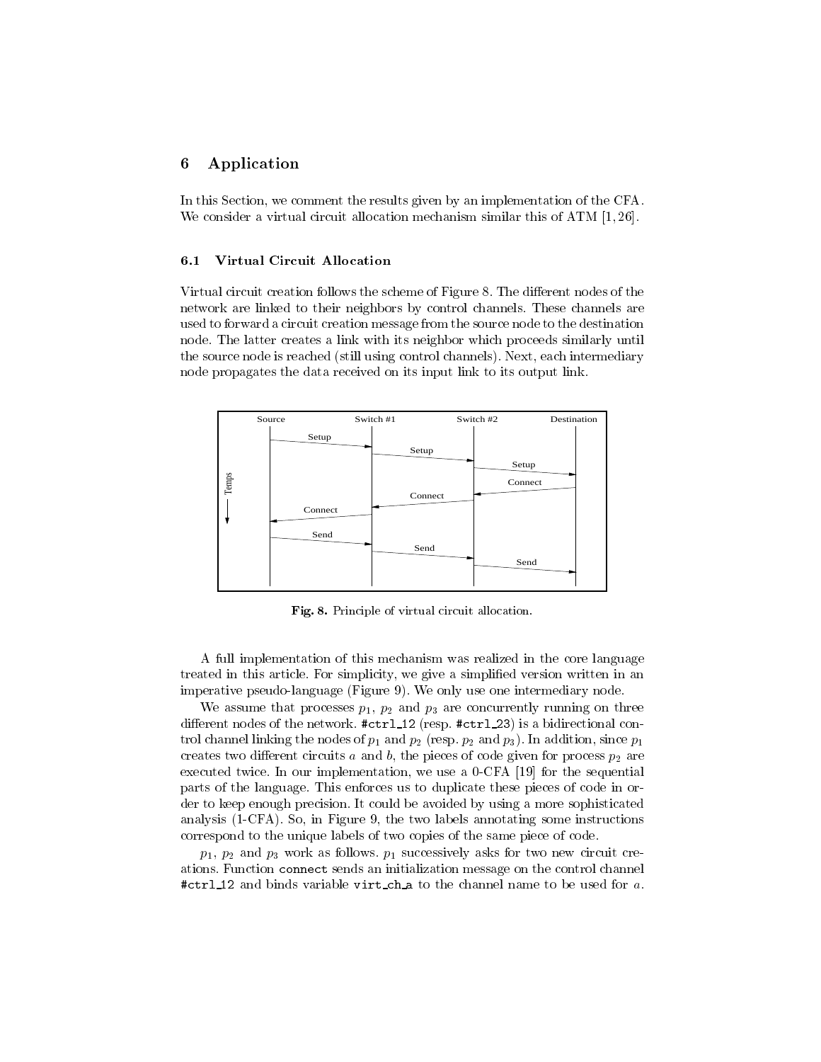## 6 Application

In this Section, we comment the results given by an implementation of the CFA. We consider a virtual circuit allocation mechanism similar this of ATM [1, 26].

### 6.1 Virtual Circuit Allocation

Virtual circuit creation follows the scheme of Figure 8. The different nodes of the network are linked to their neighbors by control channels. These channels are used to forward a circuit creation message from the source node to the destination node. The latter creates a link with its neighbor which proceeds similarly until the source node is reached (still using control channels). Next, each intermediary node propagates the data received on its input link to its output link.

**Fig. 8.** Principle of virtual circuit allocation.

A full implementation of this mechanism was realized in the core language treated in this article. For simplicity, we give a simplified version written in an imperative pseudo-language (Figure 9). We only use one intermediary node.

We assume that processes $p_1$, $p_2$ and $p_3$ are concurrently running on three different nodes of the network. `#ctrl_12` (resp. `#ctrl_23`) is a bidirectional control channel linking the nodes of $p_1$ and $p_2$ (resp. $p_2$ and $p_3$). In addition, since $p_1$ creates two different circuits $a$ and $b$, the pieces of code given for process $p_2$ are executed twice. In our implementation, we use a 0-CFA [19] for the sequential parts of the language. This enforces us to duplicate these pieces of code in order to keep enough precision. It could be avoided by using a more sophisticated analysis (1-CFA). So, in Figure 9, the two labels annotating some instructions correspond to the unique labels of two copies of the same piece of code.

$p_1$, $p_2$ and $p_3$ work as follows. $p_1$ successively asks for two new circuit creations. Function `connect` sends an initialization message on the control channel `#ctrl_12` and binds variable `virt_ch_a` to the channel name to be used for $a$.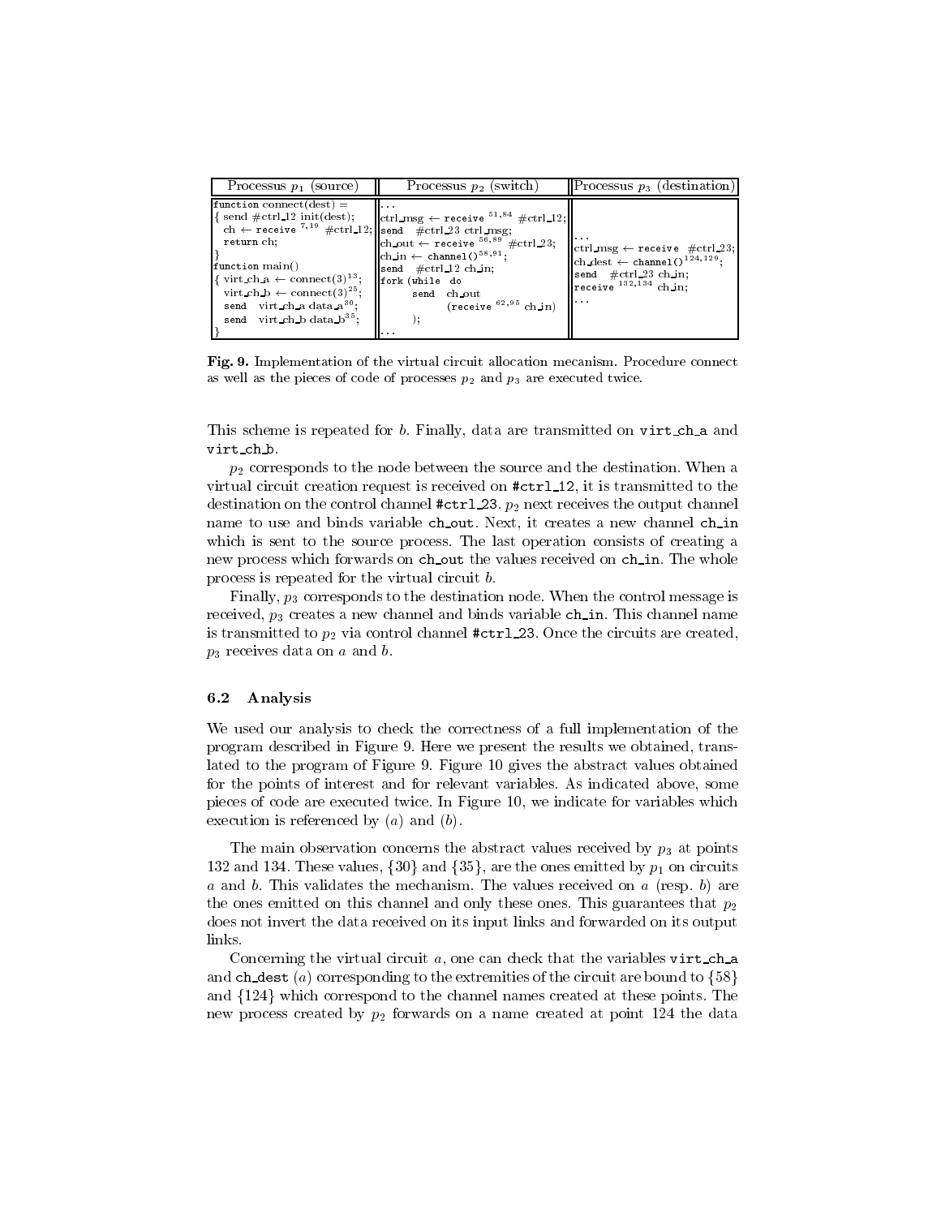| Processus $p_1$ (source) | Processus $p_2$ (switch) | Processus $p_3$ (destination) |
|---|---|---|
| function connect(dest) =<br>{ send #ctrl_12 init(dest);<br>  ch ← receive $^{7,19}$ #ctrl_12;<br>  return ch;<br>}<br>function main()<br>{ virt_ch_a ← connect(3)$^{13}$;<br>  virt_ch_b ← connect(3)$^{25}$;<br>  send virt_ch_a data_a$^{30}$;<br>  send virt_ch_b data_b$^{35}$;<br>} | ...<br>ctrl_msg ← receive $^{51,84}$ #ctrl_12;<br>send #ctrl_23 ctrl_msg;<br>ch_out ← receive $^{56,89}$ #ctrl_23;<br>ch_in ← channel()$^{58,91}$;<br>send #ctrl_12 ch_in;<br>fork (while do<br>    send ch_out<br>      (receive $^{62,95}$ ch_in)<br>  );<br>... | ...<br>ctrl_msg ← receive #ctrl_23;<br>ch_dest ← channel()$^{124,129}$;<br>send #ctrl_23 ch_in;<br>receive $^{132,134}$ ch_in;<br>... |

**Fig. 9.** Implementation of the virtual circuit allocation mecanism. Procedure connect as well as the pieces of code of processes $p_2$ and $p_3$ are executed twice.

This scheme is repeated for $b$. Finally, data are transmitted on `virt_ch_a` and `virt_ch_b`.

$p_2$ corresponds to the node between the source and the destination. When a virtual circuit creation request is received on `#ctrl_12`, it is transmitted to the destination on the control channel `#ctrl_23`. $p_2$ next receives the output channel name to use and binds variable `ch_out`. Next, it creates a new channel `ch_in` which is sent to the source process. The last operation consists of creating a new process which forwards on `ch_out` the values received on `ch_in`. The whole process is repeated for the virtual circuit $b$.

Finally, $p_3$ corresponds to the destination node. When the control message is received, $p_3$ creates a new channel and binds variable `ch_in`. This channel name is transmitted to $p_2$ via control channel `#ctrl_23`. Once the circuits are created, $p_3$ receives data on $a$ and $b$.

### 6.2 Analysis

We used our analysis to check the correctness of a full implementation of the program described in Figure 9. Here we present the results we obtained, translated to the program of Figure 9. Figure 10 gives the abstract values obtained for the points of interest and for relevant variables. As indicated above, some pieces of code are executed twice. In Figure 10, we indicate for variables which execution is referenced by $(a)$ and $(b)$.

The main observation concerns the abstract values received by $p_3$ at points 132 and 134. These values, $\{30\}$ and $\{35\}$, are the ones emitted by $p_1$ on circuits $a$ and $b$. This validates the mechanism. The values received on $a$ (resp. $b$) are the ones emitted on this channel and only these ones. This guarantees that $p_2$ does not invert the data received on its input links and forwarded on its output links.

Concerning the virtual circuit $a$, one can check that the variables `virt_ch_a` and `ch_dest` $(a)$ corresponding to the extremities of the circuit are bound to $\{58\}$ and $\{124\}$ which correspond to the channel names created at these points. The new process created by $p_2$ forwards on a name created at point 124 the data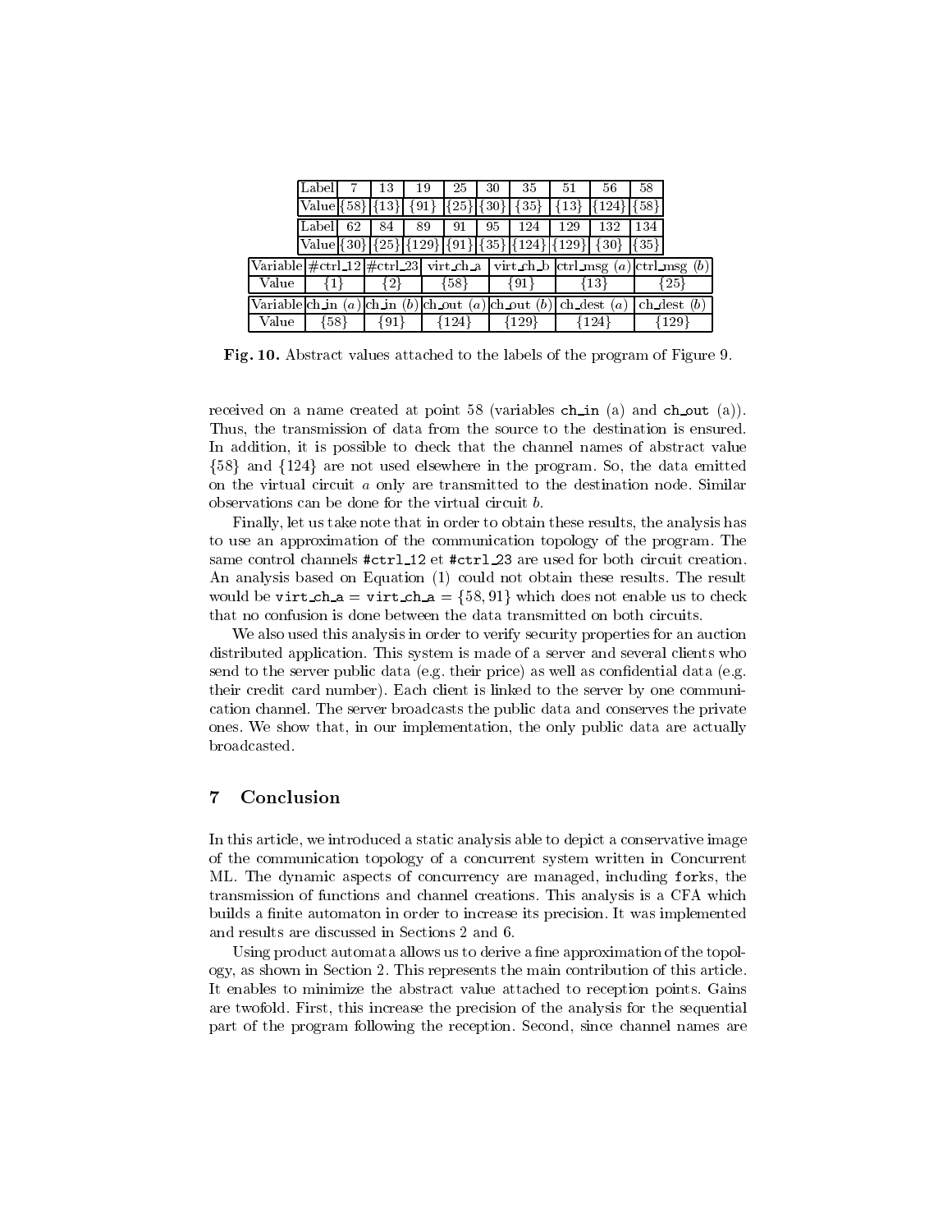| Label | 7 | 13 | 19 | 25 | 30 | 35 | 51 | 56 | 58 |
|---|---|---|---|---|---|---|---|---|---|
| Value | {58} | {13} | {91} | {25} | {30} | {35} | {13} | {124} | {58} |

| Label | 62 | 84 | 89 | 91 | 95 | 124 | 129 | 132 | 134 |
|---|---|---|---|---|---|---|---|---|---|
| Value | {30} | {25} | {129} | {91} | {35} | {124} | {129} | {30} | {35} |

| Variable | #ctrl_12 | #ctrl_23 | virt_ch_a | virt_ch_b | ctrl_msg ($a$) | ctrl_msg ($b$) |
|---|---|---|---|---|---|---|
| Value | {1} | {2} | {58} | {91} | {13} | {25} |

| Variable | ch_in ($a$) | ch_in ($b$) | ch_out ($a$) | ch_out ($b$) | ch_dest ($a$) | ch_dest ($b$) |
|---|---|---|---|---|---|---|
| Value | {58} | {91} | {124} | {129} | {124} | {129} |

**Fig. 10.** Abstract values attached to the labels of the program of Figure 9.

received on a name created at point 58 (variables `ch_in` (a) and `ch_out` (a)). Thus, the transmission of data from the source to the destination is ensured. In addition, it is possible to check that the channel names of abstract value {58} and {124} are not used elsewhere in the program. So, the data emitted on the virtual circuit $a$ only are transmitted to the destination node. Similar observations can be done for the virtual circuit $b$.

Finally, let us take note that in order to obtain these results, the analysis has to use an approximation of the communication topology of the program. The same control channels `#ctrl_12` et `#ctrl_23` are used for both circuit creation. An analysis based on Equation (1) could not obtain these results. The result would be `virt_ch_a` = `virt_ch_a` = {58, 91} which does not enable us to check that no confusion is done between the data transmitted on both circuits.

We also used this analysis in order to verify security properties for an auction distributed application. This system is made of a server and several clients who send to the server public data (e.g. their price) as well as confidential data (e.g. their credit card number). Each client is linked to the server by one communication channel. The server broadcasts the public data and conserves the private ones. We show that, in our implementation, the only public data are actually broadcasted.

## 7 Conclusion

In this article, we introduced a static analysis able to depict a conservative image of the communication topology of a concurrent system written in Concurrent ML. The dynamic aspects of concurrency are managed, including `fork`s, the transmission of functions and channel creations. This analysis is a CFA which builds a finite automaton in order to increase its precision. It was implemented and results are discussed in Sections 2 and 6.

Using product automata allows us to derive a fine approximation of the topology, as shown in Section 2. This represents the main contribution of this article. It enables to minimize the abstract value attached to reception points. Gains are twofold. First, this increase the precision of the analysis for the sequential part of the program following the reception. Second, since channel names are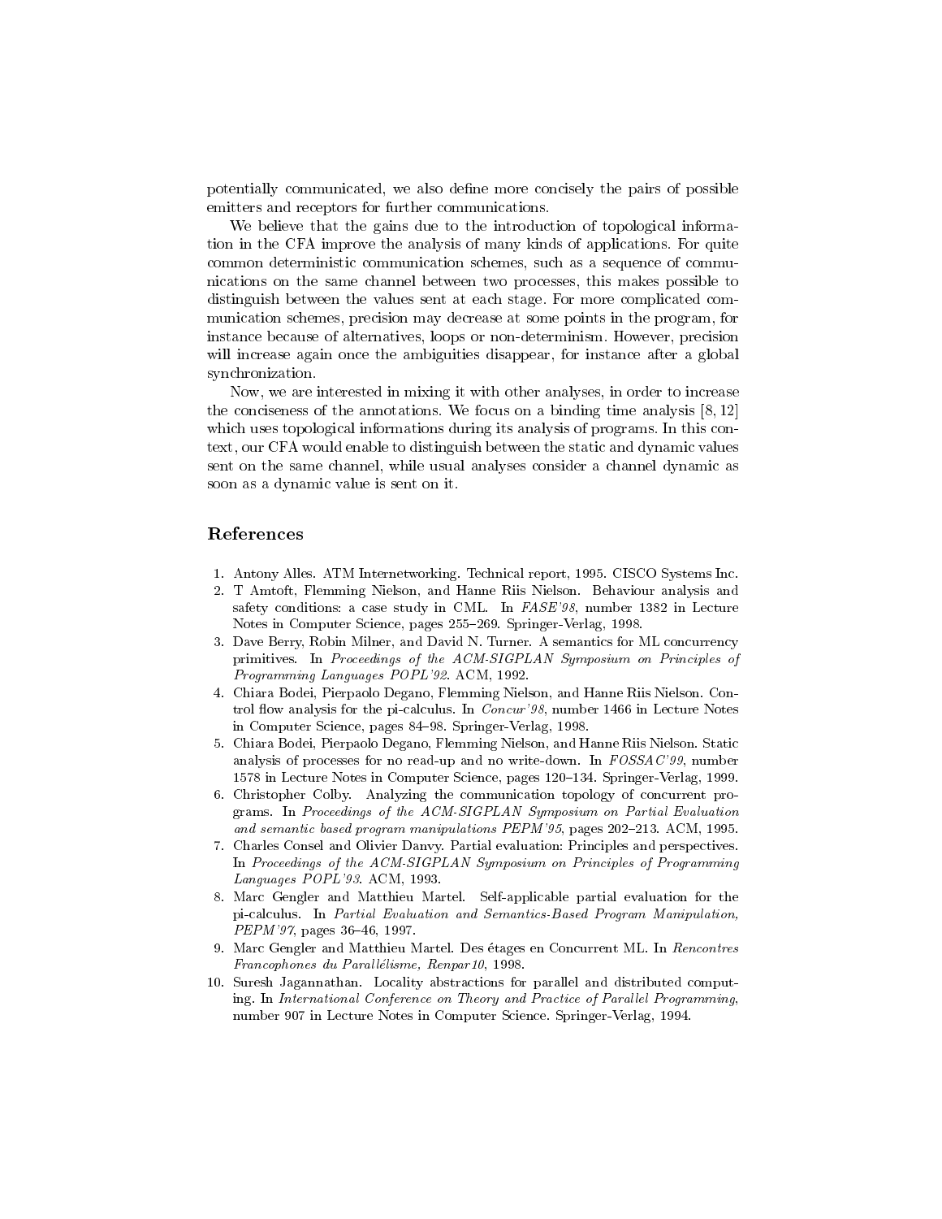potentially communicated, we also define more concisely the pairs of possible emitters and receptors for further communications.

We believe that the gains due to the introduction of topological information in the CFA improve the analysis of many kinds of applications. For quite common deterministic communication schemes, such as a sequence of communications on the same channel between two processes, this makes possible to distinguish between the values sent at each stage. For more complicated communication schemes, precision may decrease at some points in the program, for instance because of alternatives, loops or non-determinism. However, precision will increase again once the ambiguities disappear, for instance after a global synchronization.

Now, we are interested in mixing it with other analyses, in order to increase the conciseness of the annotations. We focus on a binding time analysis [8, 12] which uses topological informations during its analysis of programs. In this context, our CFA would enable to distinguish between the static and dynamic values sent on the same channel, while usual analyses consider a channel dynamic as soon as a dynamic value is sent on it.

## References

1. Antony Alles. ATM Internetworking. Technical report, 1995. CISCO Systems Inc.
2. T Amtoft, Flemming Nielson, and Hanne Riis Nielson. Behaviour analysis and safety conditions: a case study in CML. In *FASE'98*, number 1382 in Lecture Notes in Computer Science, pages 255–269. Springer-Verlag, 1998.
3. Dave Berry, Robin Milner, and David N. Turner. A semantics for ML concurrency primitives. In *Proceedings of the ACM-SIGPLAN Symposium on Principles of Programming Languages POPL'92*. ACM, 1992.
4. Chiara Bodei, Pierpaolo Degano, Flemming Nielson, and Hanne Riis Nielson. Control flow analysis for the pi-calculus. In *Concur'98*, number 1466 in Lecture Notes in Computer Science, pages 84–98. Springer-Verlag, 1998.
5. Chiara Bodei, Pierpaolo Degano, Flemming Nielson, and Hanne Riis Nielson. Static analysis of processes for no read-up and no write-down. In *FOSSAC'99*, number 1578 in Lecture Notes in Computer Science, pages 120–134. Springer-Verlag, 1999.
6. Christopher Colby. Analyzing the communication topology of concurrent programs. In *Proceedings of the ACM-SIGPLAN Symposium on Partial Evaluation and semantic based program manipulations PEPM'95*, pages 202–213. ACM, 1995.
7. Charles Consel and Olivier Danvy. Partial evaluation: Principles and perspectives. In *Proceedings of the ACM-SIGPLAN Symposium on Principles of Programming Languages POPL'93*. ACM, 1993.
8. Marc Gengler and Matthieu Martel. Self-applicable partial evaluation for the pi-calculus. In *Partial Evaluation and Semantics-Based Program Manipulation, PEPM'97*, pages 36–46, 1997.
9. Marc Gengler and Matthieu Martel. Des étages en Concurrent ML. In *Rencontres Francophones du Parallélisme, Renpar10*, 1998.
10. Suresh Jagannathan. Locality abstractions for parallel and distributed computing. In *International Conference on Theory and Practice of Parallel Programming*, number 907 in Lecture Notes in Computer Science. Springer-Verlag, 1994.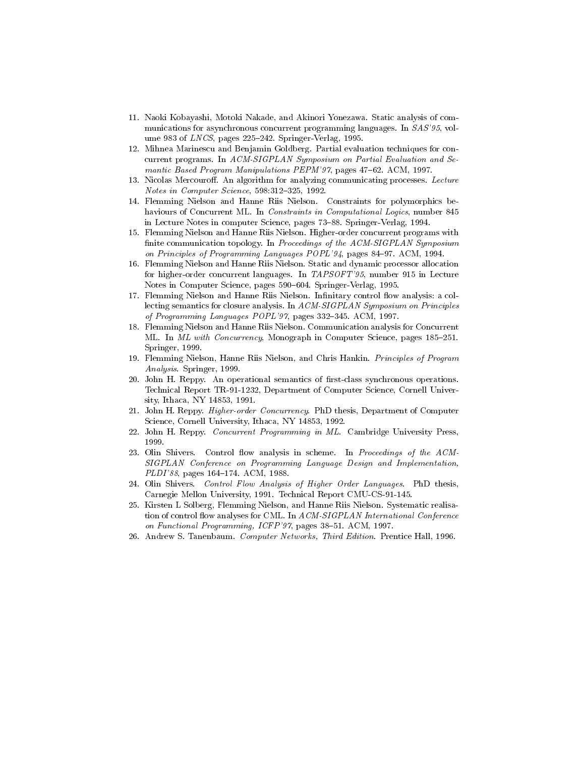11. Naoki Kobayashi, Motoki Nakade, and Akinori Yonezawa. Static analysis of communications for asynchronous concurrent programming languages. In *SAS'95*, volume 983 of *LNCS*, pages 225–242. Springer-Verlag, 1995.
12. Mihnea Marinescu and Benjamin Goldberg. Partial evaluation techniques for concurrent programs. In *ACM-SIGPLAN Symposium on Partial Evaluation and Semantic Based Program Manipulations PEPM'97*, pages 47–62. ACM, 1997.
13. Nicolas Mercouroff. An algorithm for analyzing communicating processes. *Lecture Notes in Computer Science*, 598:312–325, 1992.
14. Flemming Nielson and Hanne Riis Nielson. Constraints for polymorphics behaviours of Concurrent ML. In *Constraints in Computational Logics*, number 845 in Lecture Notes in computer Science, pages 73–88. Springer-Verlag, 1994.
15. Flemming Nielson and Hanne Riis Nielson. Higher-order concurrent programs with finite communication topology. In *Proceedings of the ACM-SIGPLAN Symposium on Principles of Programming Languages POPL'94*, pages 84–97. ACM, 1994.
16. Flemming Nielson and Hanne Riis Nielson. Static and dynamic processor allocation for higher-order concurrent languages. In *TAPSOFT'95*, number 915 in Lecture Notes in Computer Science, pages 590–604. Springer-Verlag, 1995.
17. Flemming Nielson and Hanne Riis Nielson. Infinitary control flow analysis: a collecting semantics for closure analysis. In *ACM-SIGPLAN Symposium on Principles of Programming Languages POPL'97*, pages 332–345. ACM, 1997.
18. Flemming Nielson and Hanne Riis Nielson. Communication analysis for Concurrent ML. In *ML with Concurrency*, Monograph in Computer Science, pages 185–251. Springer, 1999.
19. Flemming Nielson, Hanne Riis Nielson, and Chris Hankin. *Principles of Program Analysis*. Springer, 1999.
20. John H. Reppy. An operational semantics of first-class synchronous operations. Technical Report TR-91-1232, Department of Computer Science, Cornell University, Ithaca, NY 14853, 1991.
21. John H. Reppy. *Higher-order Concurrency*. PhD thesis, Department of Computer Science, Cornell University, Ithaca, NY 14853, 1992.
22. John H. Reppy. *Concurrent Programming in ML*. Cambridge University Press, 1999.
23. Olin Shivers. Control flow analysis in scheme. In *Proceedings of the ACM-SIGPLAN Conference on Programming Language Design and Implementation, PLDI'88*, pages 164–174. ACM, 1988.
24. Olin Shivers. *Control Flow Analysis of Higher Order Languages*. PhD thesis, Carnegie Mellon University, 1991. Technical Report CMU-CS-91-145.
25. Kirsten L Solberg, Flemming Nielson, and Hanne Riis Nielson. Systematic realisation of control flow analyses for CML. In *ACM-SIGPLAN International Conference on Functional Programming, ICFP'97*, pages 38–51. ACM, 1997.
26. Andrew S. Tanenbaum. *Computer Networks, Third Edition*. Prentice Hall, 1996.